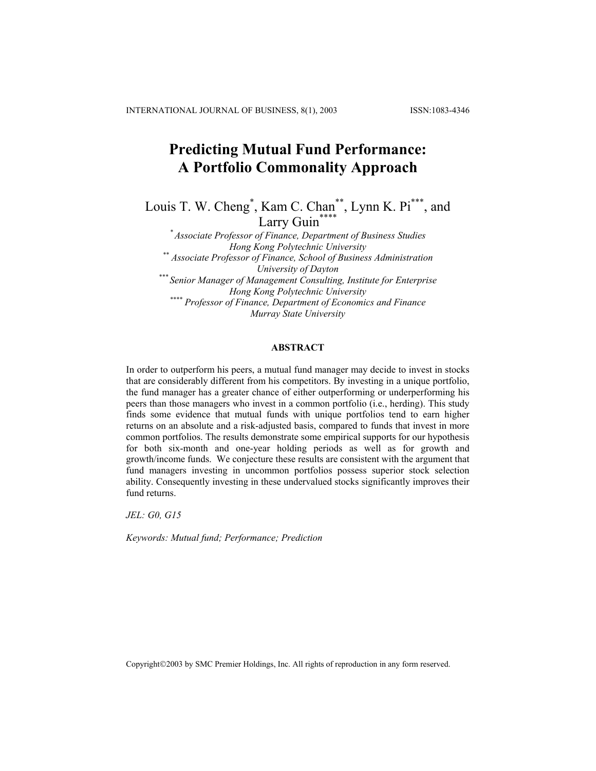# Predicting Mutual Fund Performance: A Portfolio Commonality Approach

Louis T. W. Cheng[*], Kam C. Chan[**], Lynn K. Pi[***], and Larry Guin[****]

[*] *Associate Professor of Finance, Department of Business Studies*
*Hong Kong Polytechnic University*

[**] *Associate Professor of Finance, School of Business Administration*
*University of Dayton*

[***] *Senior Manager of Management Consulting, Institute for Enterprise*
*Hong Kong Polytechnic University*

[****] *Professor of Finance, Department of Economics and Finance*
*Murray State University*

## ABSTRACT

In order to outperform his peers, a mutual fund manager may decide to invest in stocks that are considerably different from his competitors. By investing in a unique portfolio, the fund manager has a greater chance of either outperforming or underperforming his peers than those managers who invest in a common portfolio (i.e., herding). This study finds some evidence that mutual funds with unique portfolios tend to earn higher returns on an absolute and a risk-adjusted basis, compared to funds that invest in more common portfolios. The results demonstrate some empirical supports for our hypothesis for both six-month and one-year holding periods as well as for growth and growth/income funds. We conjecture these results are consistent with the argument that fund managers investing in uncommon portfolios possess superior stock selection ability. Consequently investing in these undervalued stocks significantly improves their fund returns.

*JEL: G0, G15*

*Keywords: Mutual fund; Performance; Prediction*

Copyright©2003 by SMC Premier Holdings, Inc. All rights of reproduction in any form reserved.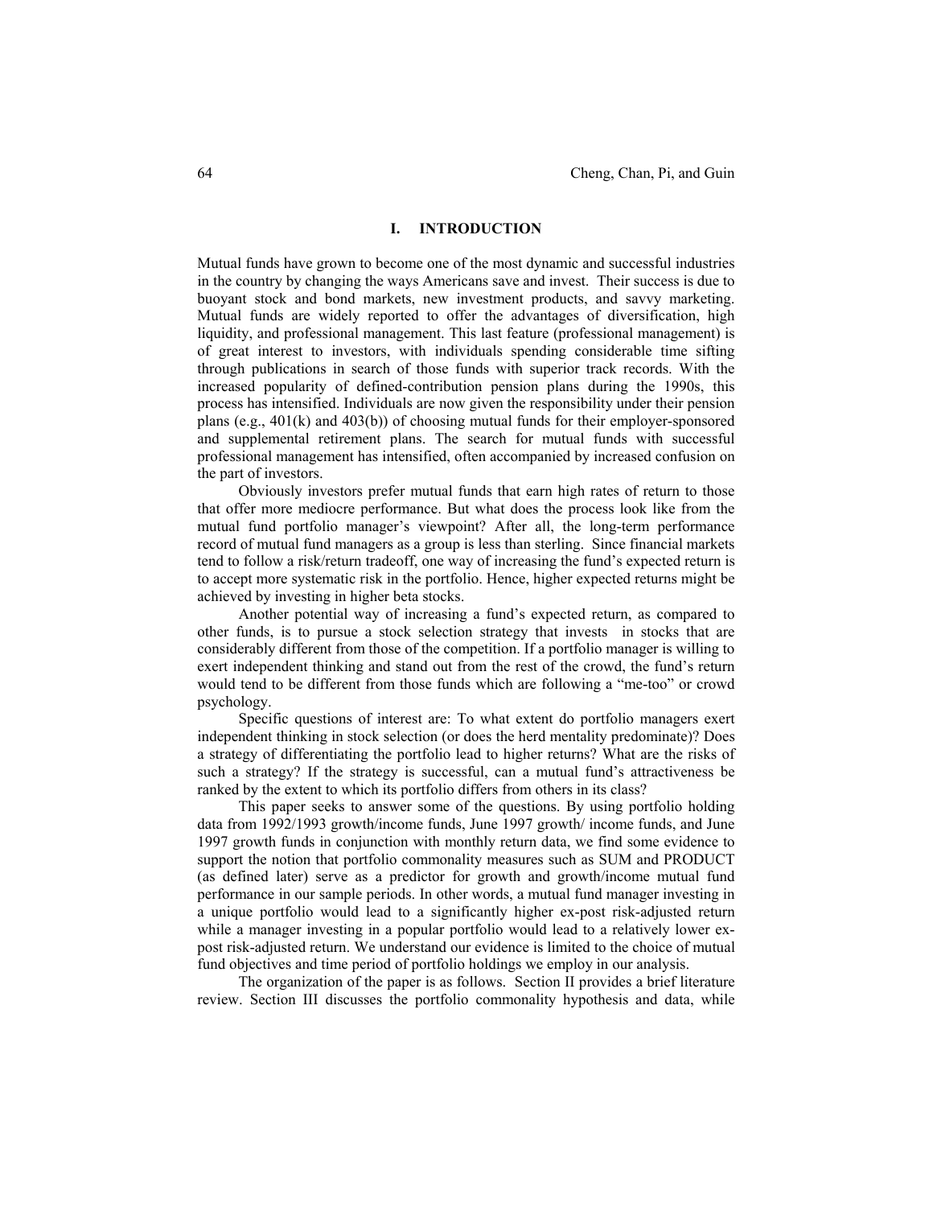## I. INTRODUCTION

Mutual funds have grown to become one of the most dynamic and successful industries in the country by changing the ways Americans save and invest. Their success is due to buoyant stock and bond markets, new investment products, and savvy marketing. Mutual funds are widely reported to offer the advantages of diversification, high liquidity, and professional management. This last feature (professional management) is of great interest to investors, with individuals spending considerable time sifting through publications in search of those funds with superior track records. With the increased popularity of defined-contribution pension plans during the 1990s, this process has intensified. Individuals are now given the responsibility under their pension plans (e.g., 401(k) and 403(b)) of choosing mutual funds for their employer-sponsored and supplemental retirement plans. The search for mutual funds with successful professional management has intensified, often accompanied by increased confusion on the part of investors.

Obviously investors prefer mutual funds that earn high rates of return to those that offer more mediocre performance. But what does the process look like from the mutual fund portfolio manager's viewpoint? After all, the long-term performance record of mutual fund managers as a group is less than sterling. Since financial markets tend to follow a risk/return tradeoff, one way of increasing the fund's expected return is to accept more systematic risk in the portfolio. Hence, higher expected returns might be achieved by investing in higher beta stocks.

Another potential way of increasing a fund's expected return, as compared to other funds, is to pursue a stock selection strategy that invests in stocks that are considerably different from those of the competition. If a portfolio manager is willing to exert independent thinking and stand out from the rest of the crowd, the fund's return would tend to be different from those funds which are following a "me-too" or crowd psychology.

Specific questions of interest are: To what extent do portfolio managers exert independent thinking in stock selection (or does the herd mentality predominate)? Does a strategy of differentiating the portfolio lead to higher returns? What are the risks of such a strategy? If the strategy is successful, can a mutual fund's attractiveness be ranked by the extent to which its portfolio differs from others in its class?

This paper seeks to answer some of the questions. By using portfolio holding data from 1992/1993 growth/income funds, June 1997 growth/ income funds, and June 1997 growth funds in conjunction with monthly return data, we find some evidence to support the notion that portfolio commonality measures such as SUM and PRODUCT (as defined later) serve as a predictor for growth and growth/income mutual fund performance in our sample periods. In other words, a mutual fund manager investing in a unique portfolio would lead to a significantly higher ex-post risk-adjusted return while a manager investing in a popular portfolio would lead to a relatively lower ex-post risk-adjusted return. We understand our evidence is limited to the choice of mutual fund objectives and time period of portfolio holdings we employ in our analysis.

The organization of the paper is as follows. Section II provides a brief literature review. Section III discusses the portfolio commonality hypothesis and data, while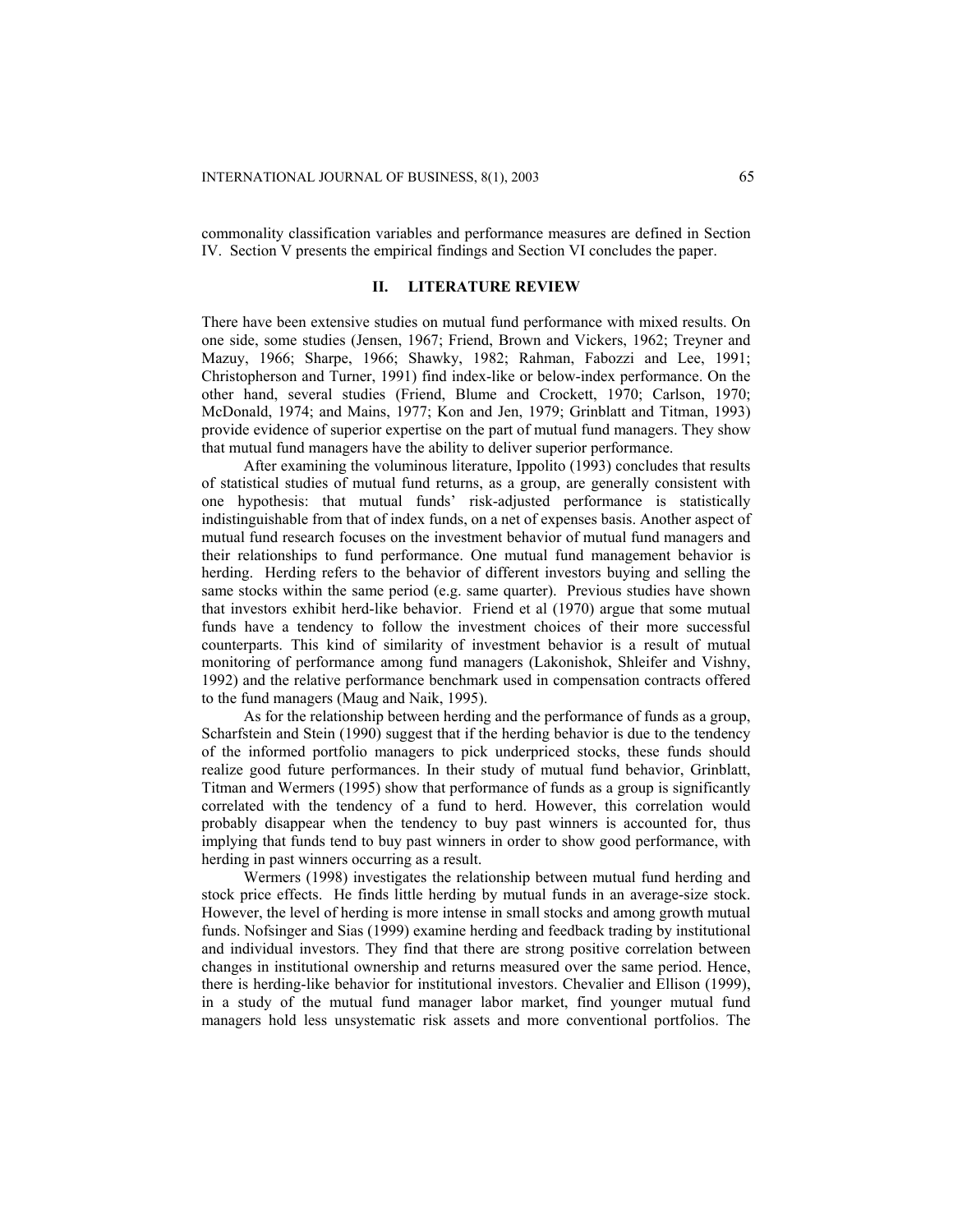commonality classification variables and performance measures are defined in Section IV. Section V presents the empirical findings and Section VI concludes the paper.

## II. LITERATURE REVIEW

There have been extensive studies on mutual fund performance with mixed results. On one side, some studies (Jensen, 1967; Friend, Brown and Vickers, 1962; Treyner and Mazuy, 1966; Sharpe, 1966; Shawky, 1982; Rahman, Fabozzi and Lee, 1991; Christopherson and Turner, 1991) find index-like or below-index performance. On the other hand, several studies (Friend, Blume and Crockett, 1970; Carlson, 1970; McDonald, 1974; and Mains, 1977; Kon and Jen, 1979; Grinblatt and Titman, 1993) provide evidence of superior expertise on the part of mutual fund managers. They show that mutual fund managers have the ability to deliver superior performance.

After examining the voluminous literature, Ippolito (1993) concludes that results of statistical studies of mutual fund returns, as a group, are generally consistent with one hypothesis: that mutual funds' risk-adjusted performance is statistically indistinguishable from that of index funds, on a net of expenses basis. Another aspect of mutual fund research focuses on the investment behavior of mutual fund managers and their relationships to fund performance. One mutual fund management behavior is herding. Herding refers to the behavior of different investors buying and selling the same stocks within the same period (e.g. same quarter). Previous studies have shown that investors exhibit herd-like behavior. Friend et al (1970) argue that some mutual funds have a tendency to follow the investment choices of their more successful counterparts. This kind of similarity of investment behavior is a result of mutual monitoring of performance among fund managers (Lakonishok, Shleifer and Vishny, 1992) and the relative performance benchmark used in compensation contracts offered to the fund managers (Maug and Naik, 1995).

As for the relationship between herding and the performance of funds as a group, Scharfstein and Stein (1990) suggest that if the herding behavior is due to the tendency of the informed portfolio managers to pick underpriced stocks, these funds should realize good future performances. In their study of mutual fund behavior, Grinblatt, Titman and Wermers (1995) show that performance of funds as a group is significantly correlated with the tendency of a fund to herd. However, this correlation would probably disappear when the tendency to buy past winners is accounted for, thus implying that funds tend to buy past winners in order to show good performance, with herding in past winners occurring as a result.

Wermers (1998) investigates the relationship between mutual fund herding and stock price effects. He finds little herding by mutual funds in an average-size stock. However, the level of herding is more intense in small stocks and among growth mutual funds. Nofsinger and Sias (1999) examine herding and feedback trading by institutional and individual investors. They find that there are strong positive correlation between changes in institutional ownership and returns measured over the same period. Hence, there is herding-like behavior for institutional investors. Chevalier and Ellison (1999), in a study of the mutual fund manager labor market, find younger mutual fund managers hold less unsystematic risk assets and more conventional portfolios. The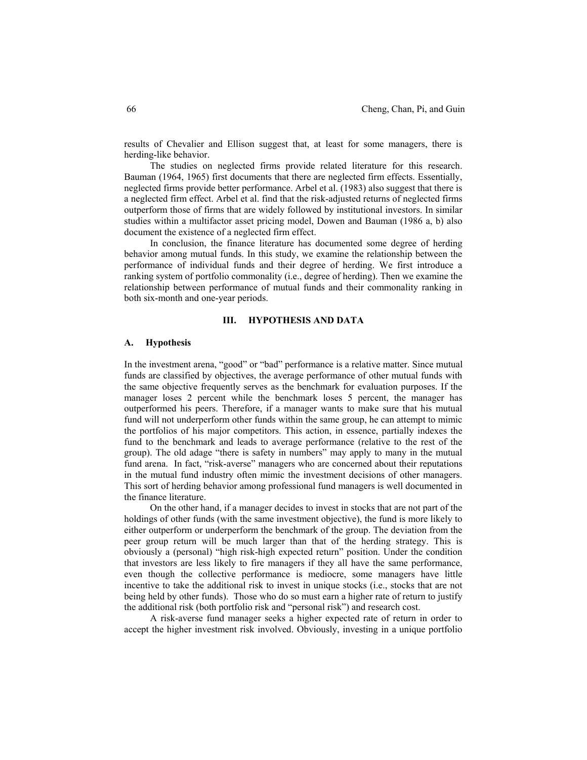results of Chevalier and Ellison suggest that, at least for some managers, there is herding-like behavior.

The studies on neglected firms provide related literature for this research. Bauman (1964, 1965) first documents that there are neglected firm effects. Essentially, neglected firms provide better performance. Arbel et al. (1983) also suggest that there is a neglected firm effect. Arbel et al. find that the risk-adjusted returns of neglected firms outperform those of firms that are widely followed by institutional investors. In similar studies within a multifactor asset pricing model, Dowen and Bauman (1986 a, b) also document the existence of a neglected firm effect.

In conclusion, the finance literature has documented some degree of herding behavior among mutual funds. In this study, we examine the relationship between the performance of individual funds and their degree of herding. We first introduce a ranking system of portfolio commonality (i.e., degree of herding). Then we examine the relationship between performance of mutual funds and their commonality ranking in both six-month and one-year periods.

## III. HYPOTHESIS AND DATA

### A. Hypothesis

In the investment arena, "good" or "bad" performance is a relative matter. Since mutual funds are classified by objectives, the average performance of other mutual funds with the same objective frequently serves as the benchmark for evaluation purposes. If the manager loses 2 percent while the benchmark loses 5 percent, the manager has outperformed his peers. Therefore, if a manager wants to make sure that his mutual fund will not underperform other funds within the same group, he can attempt to mimic the portfolios of his major competitors. This action, in essence, partially indexes the fund to the benchmark and leads to average performance (relative to the rest of the group). The old adage "there is safety in numbers" may apply to many in the mutual fund arena. In fact, "risk-averse" managers who are concerned about their reputations in the mutual fund industry often mimic the investment decisions of other managers. This sort of herding behavior among professional fund managers is well documented in the finance literature.

On the other hand, if a manager decides to invest in stocks that are not part of the holdings of other funds (with the same investment objective), the fund is more likely to either outperform or underperform the benchmark of the group. The deviation from the peer group return will be much larger than that of the herding strategy. This is obviously a (personal) "high risk-high expected return" position. Under the condition that investors are less likely to fire managers if they all have the same performance, even though the collective performance is mediocre, some managers have little incentive to take the additional risk to invest in unique stocks (i.e., stocks that are not being held by other funds). Those who do so must earn a higher rate of return to justify the additional risk (both portfolio risk and "personal risk") and research cost.

A risk-averse fund manager seeks a higher expected rate of return in order to accept the higher investment risk involved. Obviously, investing in a unique portfolio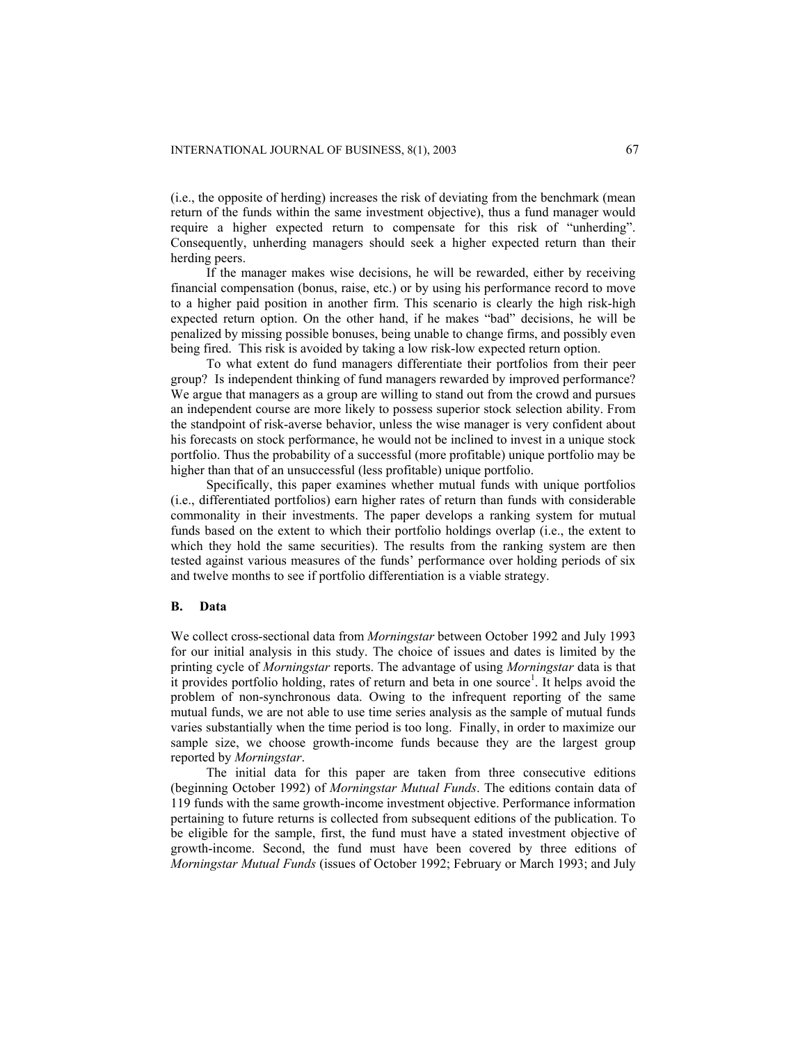(i.e., the opposite of herding) increases the risk of deviating from the benchmark (mean return of the funds within the same investment objective), thus a fund manager would require a higher expected return to compensate for this risk of "unherding". Consequently, unherding managers should seek a higher expected return than their herding peers.

If the manager makes wise decisions, he will be rewarded, either by receiving financial compensation (bonus, raise, etc.) or by using his performance record to move to a higher paid position in another firm. This scenario is clearly the high risk-high expected return option. On the other hand, if he makes "bad" decisions, he will be penalized by missing possible bonuses, being unable to change firms, and possibly even being fired. This risk is avoided by taking a low risk-low expected return option.

To what extent do fund managers differentiate their portfolios from their peer group? Is independent thinking of fund managers rewarded by improved performance? We argue that managers as a group are willing to stand out from the crowd and pursues an independent course are more likely to possess superior stock selection ability. From the standpoint of risk-averse behavior, unless the wise manager is very confident about his forecasts on stock performance, he would not be inclined to invest in a unique stock portfolio. Thus the probability of a successful (more profitable) unique portfolio may be higher than that of an unsuccessful (less profitable) unique portfolio.

Specifically, this paper examines whether mutual funds with unique portfolios (i.e., differentiated portfolios) earn higher rates of return than funds with considerable commonality in their investments. The paper develops a ranking system for mutual funds based on the extent to which their portfolio holdings overlap (i.e., the extent to which they hold the same securities). The results from the ranking system are then tested against various measures of the funds' performance over holding periods of six and twelve months to see if portfolio differentiation is a viable strategy.

## B. Data

We collect cross-sectional data from *Morningstar* between October 1992 and July 1993 for our initial analysis in this study. The choice of issues and dates is limited by the printing cycle of *Morningstar* reports. The advantage of using *Morningstar* data is that it provides portfolio holding, rates of return and beta in one source[1]. It helps avoid the problem of non-synchronous data. Owing to the infrequent reporting of the same mutual funds, we are not able to use time series analysis as the sample of mutual funds varies substantially when the time period is too long. Finally, in order to maximize our sample size, we choose growth-income funds because they are the largest group reported by *Morningstar*.

The initial data for this paper are taken from three consecutive editions (beginning October 1992) of *Morningstar Mutual Funds*. The editions contain data of 119 funds with the same growth-income investment objective. Performance information pertaining to future returns is collected from subsequent editions of the publication. To be eligible for the sample, first, the fund must have a stated investment objective of growth-income. Second, the fund must have been covered by three editions of *Morningstar Mutual Funds* (issues of October 1992; February or March 1993; and July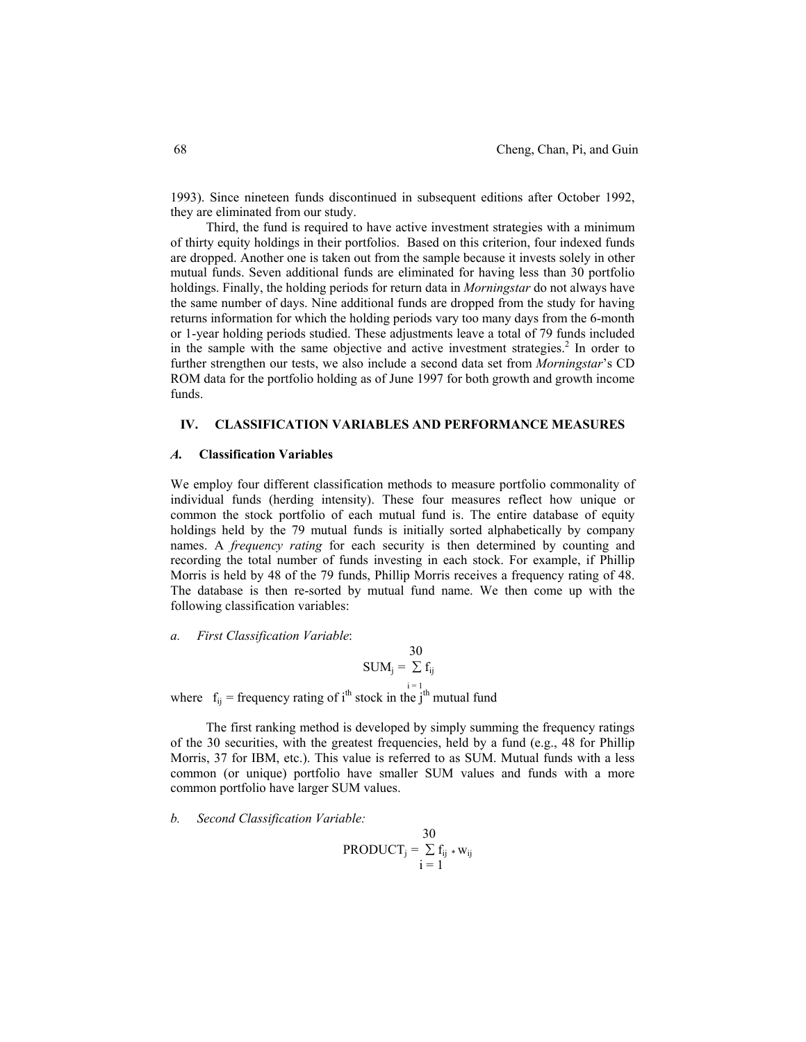1993). Since nineteen funds discontinued in subsequent editions after October 1992, they are eliminated from our study.

Third, the fund is required to have active investment strategies with a minimum of thirty equity holdings in their portfolios. Based on this criterion, four indexed funds are dropped. Another one is taken out from the sample because it invests solely in other mutual funds. Seven additional funds are eliminated for having less than 30 portfolio holdings. Finally, the holding periods for return data in *Morningstar* do not always have the same number of days. Nine additional funds are dropped from the study for having returns information for which the holding periods vary too many days from the 6-month or 1-year holding periods studied. These adjustments leave a total of 79 funds included in the sample with the same objective and active investment strategies.[2] In order to further strengthen our tests, we also include a second data set from *Morningstar*'s CD ROM data for the portfolio holding as of June 1997 for both growth and growth income funds.

## IV. CLASSIFICATION VARIABLES AND PERFORMANCE MEASURES

### *A.* Classification Variables

We employ four different classification methods to measure portfolio commonality of individual funds (herding intensity). These four measures reflect how unique or common the stock portfolio of each mutual fund is. The entire database of equity holdings held by the 79 mutual funds is initially sorted alphabetically by company names. A *frequency rating* for each security is then determined by counting and recording the total number of funds investing in each stock. For example, if Phillip Morris is held by 48 of the 79 funds, Phillip Morris receives a frequency rating of 48. The database is then re-sorted by mutual fund name. We then come up with the following classification variables:

*a. First Classification Variable*:

$$SUM_j = \sum_{i=1}^{30} f_{ij}$$

where $f_{ij}$ = frequency rating of $i^{th}$ stock in the $j^{th}$ mutual fund

The first ranking method is developed by simply summing the frequency ratings of the 30 securities, with the greatest frequencies, held by a fund (e.g., 48 for Phillip Morris, 37 for IBM, etc.). This value is referred to as SUM. Mutual funds with a less common (or unique) portfolio have smaller SUM values and funds with a more common portfolio have larger SUM values.

*b. Second Classification Variable:*

$$PRODUCT_j = \sum_{i=1}^{30} f_{ij} * w_{ij}$$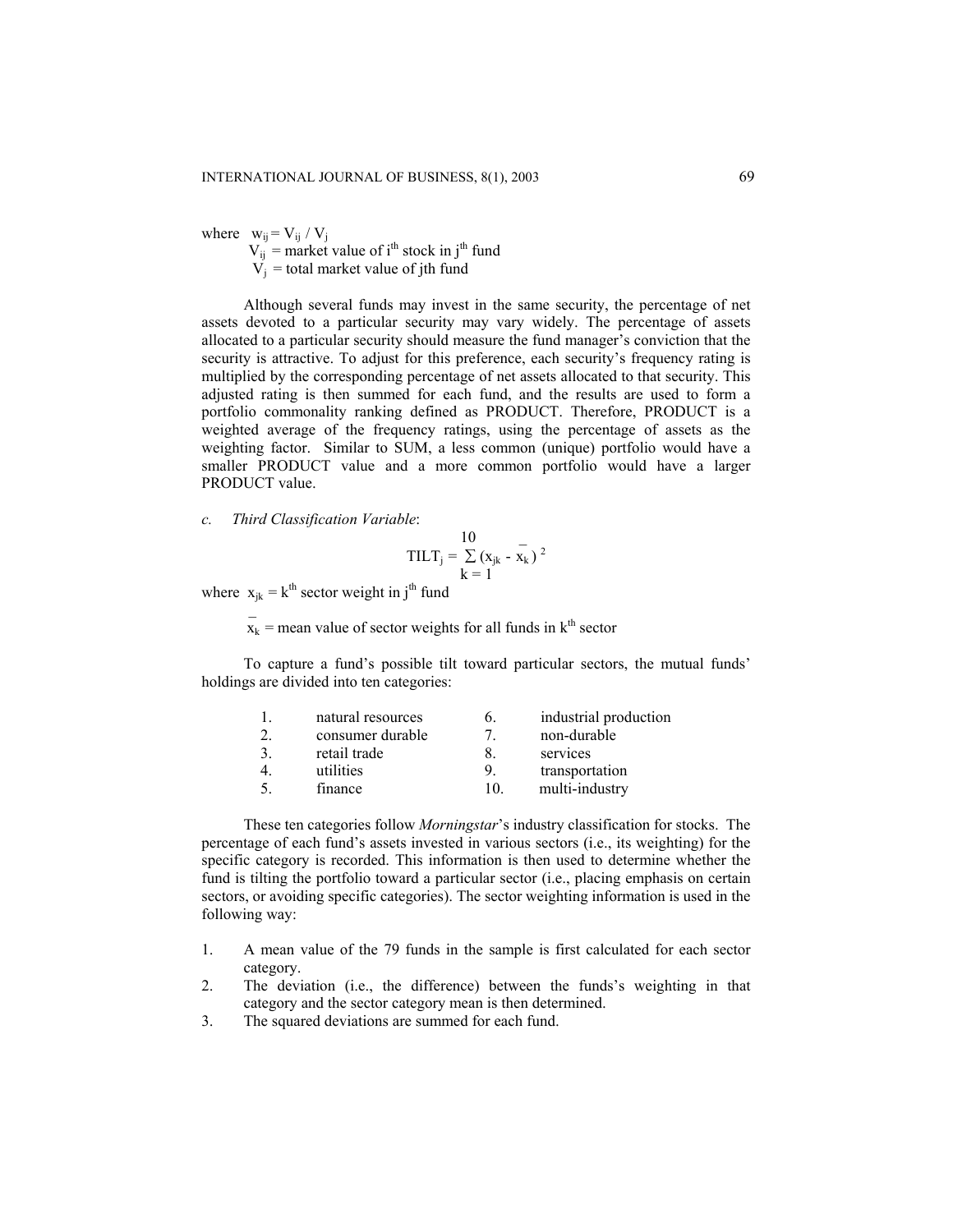where $w_{ij} = V_{ij} / V_j$
$V_{ij}$ = market value of $i^{th}$ stock in $j^{th}$ fund
$V_j$ = total market value of jth fund

Although several funds may invest in the same security, the percentage of net assets devoted to a particular security may vary widely. The percentage of assets allocated to a particular security should measure the fund manager's conviction that the security is attractive. To adjust for this preference, each security's frequency rating is multiplied by the corresponding percentage of net assets allocated to that security. This adjusted rating is then summed for each fund, and the results are used to form a portfolio commonality ranking defined as PRODUCT. Therefore, PRODUCT is a weighted average of the frequency ratings, using the percentage of assets as the weighting factor. Similar to SUM, a less common (unique) portfolio would have a smaller PRODUCT value and a more common portfolio would have a larger PRODUCT value.

*c. Third Classification Variable*:

$$\text{TILT}_j = \sum_{k=1}^{10} (x_{jk} - \bar{x}_k)^2$$

where $x_{jk}$ = $k^{th}$ sector weight in $j^{th}$ fund

$\bar{x}_k$ = mean value of sector weights for all funds in $k^{th}$ sector

To capture a fund's possible tilt toward particular sectors, the mutual funds' holdings are divided into ten categories:

| | | | |
|---|---|---|---|
| 1. | natural resources | 6. | industrial production |
| 2. | consumer durable | 7. | non-durable |
| 3. | retail trade | 8. | services |
| 4. | utilities | 9. | transportation |
| 5. | finance | 10. | multi-industry |

These ten categories follow *Morningstar*'s industry classification for stocks. The percentage of each fund's assets invested in various sectors (i.e., its weighting) for the specific category is recorded. This information is then used to determine whether the fund is tilting the portfolio toward a particular sector (i.e., placing emphasis on certain sectors, or avoiding specific categories). The sector weighting information is used in the following way:

1. A mean value of the 79 funds in the sample is first calculated for each sector category.
2. The deviation (i.e., the difference) between the funds's weighting in that category and the sector category mean is then determined.
3. The squared deviations are summed for each fund.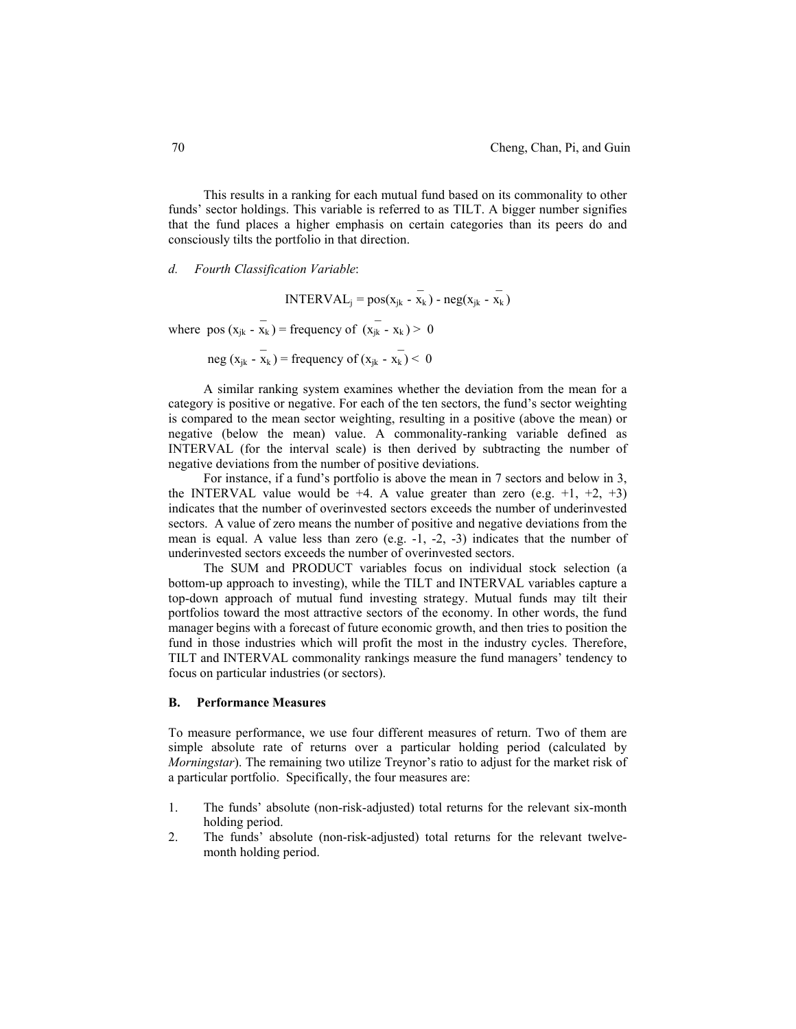This results in a ranking for each mutual fund based on its commonality to other funds' sector holdings. This variable is referred to as TILT. A bigger number signifies that the fund places a higher emphasis on certain categories than its peers do and consciously tilts the portfolio in that direction.

*d. Fourth Classification Variable*:

$$\text{INTERVAL}_j = \text{pos}(x_{jk} - \bar{x}_k) - \text{neg}(x_{jk} - \bar{x}_k)$$

where $\text{pos}(x_{jk} - \bar{x}_k)$ = frequency of $(x_{jk} - \bar{x}_k) > 0$

$\text{neg}(x_{jk} - \bar{x}_k)$ = frequency of $(x_{jk} - \bar{x}_k) < 0$

A similar ranking system examines whether the deviation from the mean for a category is positive or negative. For each of the ten sectors, the fund's sector weighting is compared to the mean sector weighting, resulting in a positive (above the mean) or negative (below the mean) value. A commonality-ranking variable defined as INTERVAL (for the interval scale) is then derived by subtracting the number of negative deviations from the number of positive deviations.

For instance, if a fund's portfolio is above the mean in 7 sectors and below in 3, the INTERVAL value would be +4. A value greater than zero (e.g. +1, +2, +3) indicates that the number of overinvested sectors exceeds the number of underinvested sectors. A value of zero means the number of positive and negative deviations from the mean is equal. A value less than zero (e.g. -1, -2, -3) indicates that the number of underinvested sectors exceeds the number of overinvested sectors.

The SUM and PRODUCT variables focus on individual stock selection (a bottom-up approach to investing), while the TILT and INTERVAL variables capture a top-down approach of mutual fund investing strategy. Mutual funds may tilt their portfolios toward the most attractive sectors of the economy. In other words, the fund manager begins with a forecast of future economic growth, and then tries to position the fund in those industries which will profit the most in the industry cycles. Therefore, TILT and INTERVAL commonality rankings measure the fund managers' tendency to focus on particular industries (or sectors).

### B. Performance Measures

To measure performance, we use four different measures of return. Two of them are simple absolute rate of returns over a particular holding period (calculated by *Morningstar*). The remaining two utilize Treynor's ratio to adjust for the market risk of a particular portfolio. Specifically, the four measures are:

1. The funds' absolute (non-risk-adjusted) total returns for the relevant six-month holding period.
2. The funds' absolute (non-risk-adjusted) total returns for the relevant twelve-month holding period.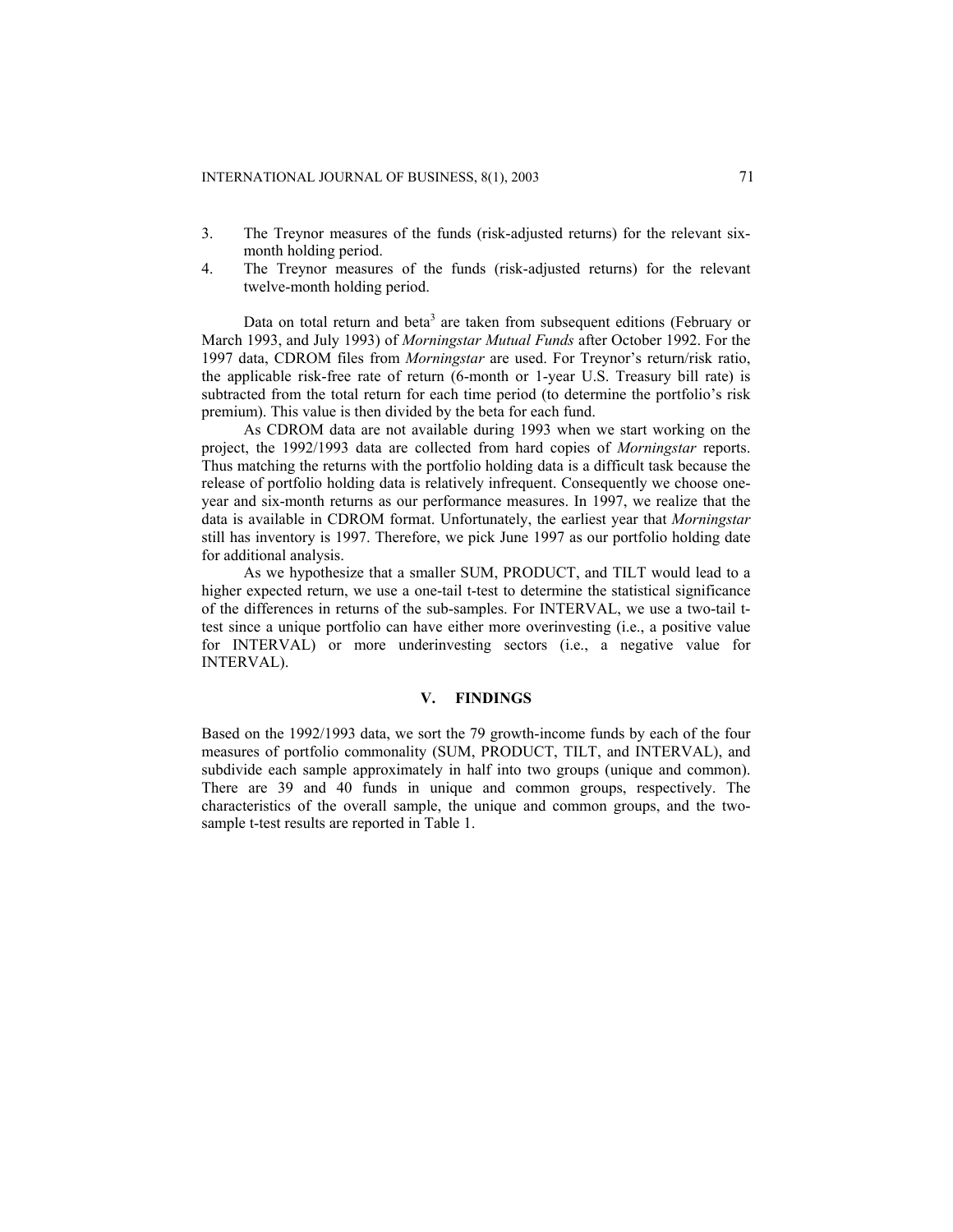3. The Treynor measures of the funds (risk-adjusted returns) for the relevant six-month holding period.
4. The Treynor measures of the funds (risk-adjusted returns) for the relevant twelve-month holding period.

Data on total return and beta[3] are taken from subsequent editions (February or March 1993, and July 1993) of *Morningstar Mutual Funds* after October 1992. For the 1997 data, CDROM files from *Morningstar* are used. For Treynor's return/risk ratio, the applicable risk-free rate of return (6-month or 1-year U.S. Treasury bill rate) is subtracted from the total return for each time period (to determine the portfolio's risk premium). This value is then divided by the beta for each fund.

As CDROM data are not available during 1993 when we start working on the project, the 1992/1993 data are collected from hard copies of *Morningstar* reports. Thus matching the returns with the portfolio holding data is a difficult task because the release of portfolio holding data is relatively infrequent. Consequently we choose one-year and six-month returns as our performance measures. In 1997, we realize that the data is available in CDROM format. Unfortunately, the earliest year that *Morningstar* still has inventory is 1997. Therefore, we pick June 1997 as our portfolio holding date for additional analysis.

As we hypothesize that a smaller SUM, PRODUCT, and TILT would lead to a higher expected return, we use a one-tail t-test to determine the statistical significance of the differences in returns of the sub-samples. For INTERVAL, we use a two-tail t-test since a unique portfolio can have either more overinvesting (i.e., a positive value for INTERVAL) or more underinvesting sectors (i.e., a negative value for INTERVAL).

## V. FINDINGS

Based on the 1992/1993 data, we sort the 79 growth-income funds by each of the four measures of portfolio commonality (SUM, PRODUCT, TILT, and INTERVAL), and subdivide each sample approximately in half into two groups (unique and common). There are 39 and 40 funds in unique and common groups, respectively. The characteristics of the overall sample, the unique and common groups, and the two-sample t-test results are reported in Table 1.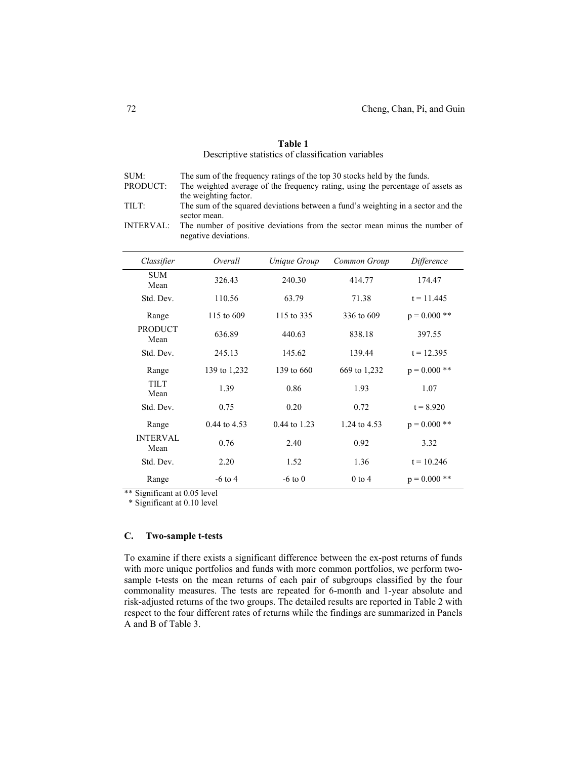**Table 1**
Descriptive statistics of classification variables

| | |
|---|---|
| SUM: | The sum of the frequency ratings of the top 30 stocks held by the funds. |
| PRODUCT: | The weighted average of the frequency rating, using the percentage of assets as the weighting factor. |
| TILT: | The sum of the squared deviations between a fund's weighting in a sector and the sector mean. |
| INTERVAL: | The number of positive deviations from the sector mean minus the number of negative deviations. |

| *Classifier* | *Overall* | *Unique Group* | *Common Group* | *Difference* |
|---|---|---|---|---|
| SUM Mean | 326.43 | 240.30 | 414.77 | 174.47 |
| Std. Dev. | 110.56 | 63.79 | 71.38 | t = 11.445 |
| Range | 115 to 609 | 115 to 335 | 336 to 609 | p = 0.000 ** |
| PRODUCT Mean | 636.89 | 440.63 | 838.18 | 397.55 |
| Std. Dev. | 245.13 | 145.62 | 139.44 | t = 12.395 |
| Range | 139 to 1,232 | 139 to 660 | 669 to 1,232 | p = 0.000 ** |
| TILT Mean | 1.39 | 0.86 | 1.93 | 1.07 |
| Std. Dev. | 0.75 | 0.20 | 0.72 | t = 8.920 |
| Range | 0.44 to 4.53 | 0.44 to 1.23 | 1.24 to 4.53 | p = 0.000 ** |
| INTERVAL Mean | 0.76 | 2.40 | 0.92 | 3.32 |
| Std. Dev. | 2.20 | 1.52 | 1.36 | t = 10.246 |
| Range | -6 to 4 | -6 to 0 | 0 to 4 | p = 0.000 ** |

** Significant at 0.05 level
 * Significant at 0.10 level

### C. Two-sample t-tests

To examine if there exists a significant difference between the ex-post returns of funds with more unique portfolios and funds with more common portfolios, we perform two-sample t-tests on the mean returns of each pair of subgroups classified by the four commonality measures. The tests are repeated for 6-month and 1-year absolute and risk-adjusted returns of the two groups. The detailed results are reported in Table 2 with respect to the four different rates of returns while the findings are summarized in Panels A and B of Table 3.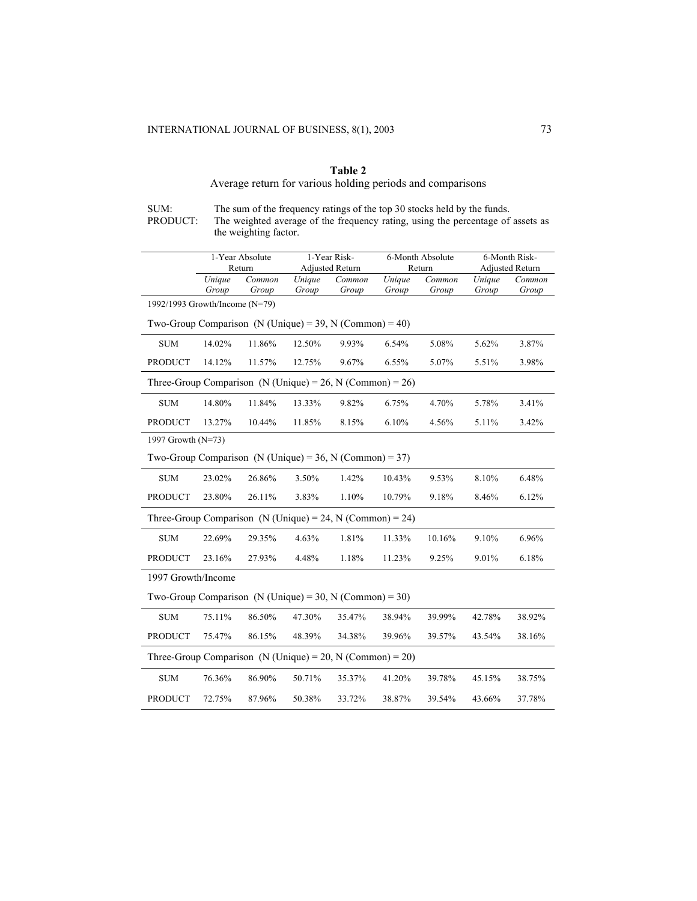**Table 2**

Average return for various holding periods and comparisons

SUM: The sum of the frequency ratings of the top 30 stocks held by the funds.
PRODUCT: The weighted average of the frequency rating, using the percentage of assets as the weighting factor.

| | 1-Year Absolute Return | | 1-Year Risk-Adjusted Return | | 6-Month Absolute Return | | 6-Month Risk-Adjusted Return | |
|---|---|---|---|---|---|---|---|---|
| | *Unique Group* | *Common Group* | *Unique Group* | *Common Group* | *Unique Group* | *Common Group* | *Unique Group* | *Common Group* |
| 1992/1993 Growth/Income (N=79) | | | | | | | | |
| Two-Group Comparison (N (Unique) = 39, N (Common) = 40) | | | | | | | | |
| SUM | 14.02% | 11.86% | 12.50% | 9.93% | 6.54% | 5.08% | 5.62% | 3.87% |
| PRODUCT | 14.12% | 11.57% | 12.75% | 9.67% | 6.55% | 5.07% | 5.51% | 3.98% |
| Three-Group Comparison (N (Unique) = 26, N (Common) = 26) | | | | | | | | |
| SUM | 14.80% | 11.84% | 13.33% | 9.82% | 6.75% | 4.70% | 5.78% | 3.41% |
| PRODUCT | 13.27% | 10.44% | 11.85% | 8.15% | 6.10% | 4.56% | 5.11% | 3.42% |
| 1997 Growth (N=73) | | | | | | | | |
| Two-Group Comparison (N (Unique) = 36, N (Common) = 37) | | | | | | | | |
| SUM | 23.02% | 26.86% | 3.50% | 1.42% | 10.43% | 9.53% | 8.10% | 6.48% |
| PRODUCT | 23.80% | 26.11% | 3.83% | 1.10% | 10.79% | 9.18% | 8.46% | 6.12% |
| Three-Group Comparison (N (Unique) = 24, N (Common) = 24) | | | | | | | | |
| SUM | 22.69% | 29.35% | 4.63% | 1.81% | 11.33% | 10.16% | 9.10% | 6.96% |
| PRODUCT | 23.16% | 27.93% | 4.48% | 1.18% | 11.23% | 9.25% | 9.01% | 6.18% |
| 1997 Growth/Income | | | | | | | | |
| Two-Group Comparison (N (Unique) = 30, N (Common) = 30) | | | | | | | | |
| SUM | 75.11% | 86.50% | 47.30% | 35.47% | 38.94% | 39.99% | 42.78% | 38.92% |
| PRODUCT | 75.47% | 86.15% | 48.39% | 34.38% | 39.96% | 39.57% | 43.54% | 38.16% |
| Three-Group Comparison (N (Unique) = 20, N (Common) = 20) | | | | | | | | |
| SUM | 76.36% | 86.90% | 50.71% | 35.37% | 41.20% | 39.78% | 45.15% | 38.75% |
| PRODUCT | 72.75% | 87.96% | 50.38% | 33.72% | 38.87% | 39.54% | 43.66% | 37.78% |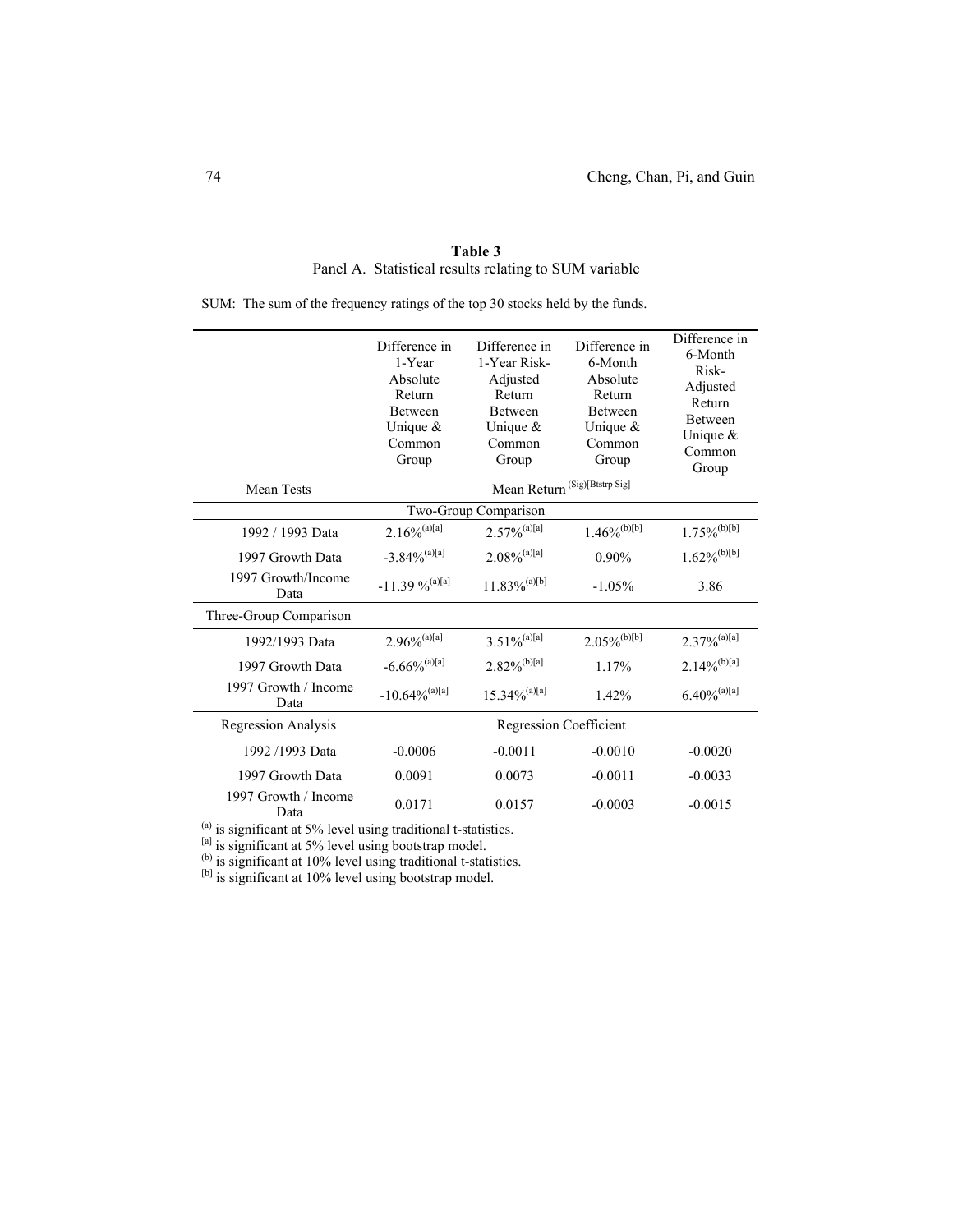**Table 3**
Panel A. Statistical results relating to SUM variable

SUM: The sum of the frequency ratings of the top 30 stocks held by the funds.

| | Difference in 1-Year Absolute Return Between Unique & Common Group | Difference in 1-Year Risk-Adjusted Return Between Unique & Common Group | Difference in 6-Month Absolute Return Between Unique & Common Group | Difference in 6-Month Risk-Adjusted Return Between Unique & Common Group |
|---|---|---|---|---|
| Mean Tests | Mean Return (Sig)[Btstrp Sig] | | | |
| | Two-Group Comparison | | | |
| 1992 / 1993 Data | 2.16% (a)[a] | 2.57% (a)[a] | 1.46% (b)[b] | 1.75% (b)[b] |
| 1997 Growth Data | -3.84% (a)[a] | 2.08% (a)[a] | 0.90% | 1.62% (b)[b] |
| 1997 Growth/Income Data | -11.39 % (a)[a] | 11.83% (a)[b] | -1.05% | 3.86 |
| Three-Group Comparison | | | | |
| 1992/1993 Data | 2.96% (a)[a] | 3.51% (a)[a] | 2.05% (b)[b] | 2.37% (a)[a] |
| 1997 Growth Data | -6.66% (a)[a] | 2.82% (b)[a] | 1.17% | 2.14% (b)[a] |
| 1997 Growth / Income Data | -10.64% (a)[a] | 15.34% (a)[a] | 1.42% | 6.40% (a)[a] |
| Regression Analysis | Regression Coefficient | | | |
| 1992 /1993 Data | -0.0006 | -0.0011 | -0.0010 | -0.0020 |
| 1997 Growth Data | 0.0091 | 0.0073 | -0.0011 | -0.0033 |
| 1997 Growth / Income Data | 0.0171 | 0.0157 | -0.0003 | -0.0015 |

(a) is significant at 5% level using traditional t-statistics.
[a] is significant at 5% level using bootstrap model.
(b) is significant at 10% level using traditional t-statistics.
[b] is significant at 10% level using bootstrap model.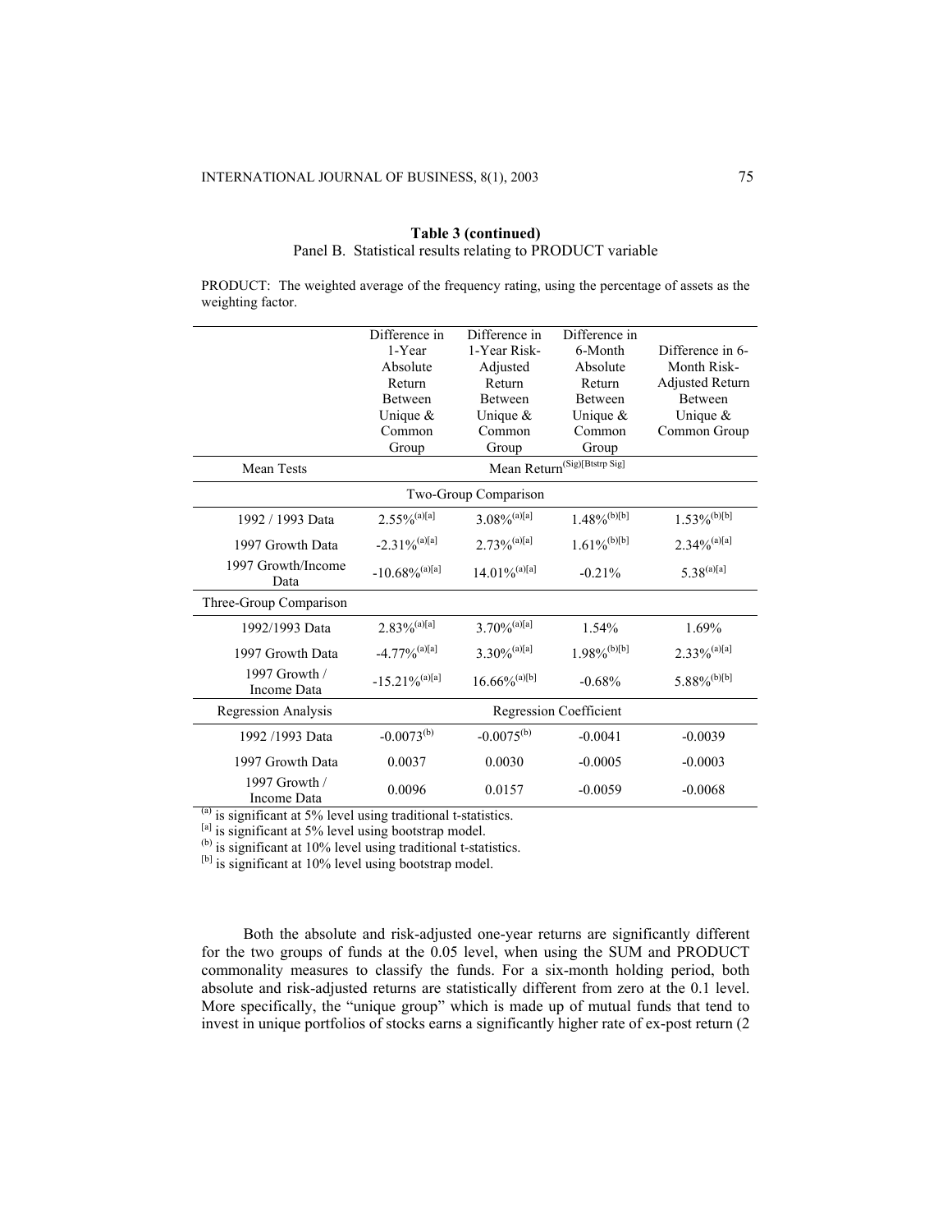**Table 3 (continued)**

Panel B. Statistical results relating to PRODUCT variable

PRODUCT: The weighted average of the frequency rating, using the percentage of assets as the weighting factor.

| | Difference in 1-Year Absolute Return Between Unique & Common Group | Difference in 1-Year Risk-Adjusted Return Between Unique & Common Group | Difference in 6-Month Absolute Return Between Unique & Common Group | Difference in 6-Month Risk-Adjusted Return Between Unique & Common Group |
|---|---|---|---|---|
| Mean Tests | | Mean Return(Sig)[Btstrp Sig] | | |
| | | Two-Group Comparison | | |
| 1992 / 1993 Data | 2.55%(a)[a] | 3.08%(a)[a] | 1.48%(b)[b] | 1.53%(b)[b] |
| 1997 Growth Data | -2.31%(a)[a] | 2.73%(a)[a] | 1.61%(b)[b] | 2.34%(a)[a] |
| 1997 Growth/Income Data | -10.68%(a)[a] | 14.01%(a)[a] | -0.21% | 5.38(a)[a] |
| Three-Group Comparison | | | | |
| 1992/1993 Data | 2.83%(a)[a] | 3.70%(a)[a] | 1.54% | 1.69% |
| 1997 Growth Data | -4.77%(a)[a] | 3.30%(a)[a] | 1.98%(b)[b] | 2.33%(a)[a] |
| 1997 Growth / Income Data | -15.21%(a)[a] | 16.66%(a)[b] | -0.68% | 5.88%(b)[b] |
| Regression Analysis | | Regression Coefficient | | |
| 1992 /1993 Data | -0.0073(b) | -0.0075(b) | -0.0041 | -0.0039 |
| 1997 Growth Data | 0.0037 | 0.0030 | -0.0005 | -0.0003 |
| 1997 Growth / Income Data | 0.0096 | 0.0157 | -0.0059 | -0.0068 |

(a) is significant at 5% level using traditional t-statistics.
[a] is significant at 5% level using bootstrap model.
(b) is significant at 10% level using traditional t-statistics.
[b] is significant at 10% level using bootstrap model.

Both the absolute and risk-adjusted one-year returns are significantly different for the two groups of funds at the 0.05 level, when using the SUM and PRODUCT commonality measures to classify the funds. For a six-month holding period, both absolute and risk-adjusted returns are statistically different from zero at the 0.1 level. More specifically, the "unique group" which is made up of mutual funds that tend to invest in unique portfolios of stocks earns a significantly higher rate of ex-post return (2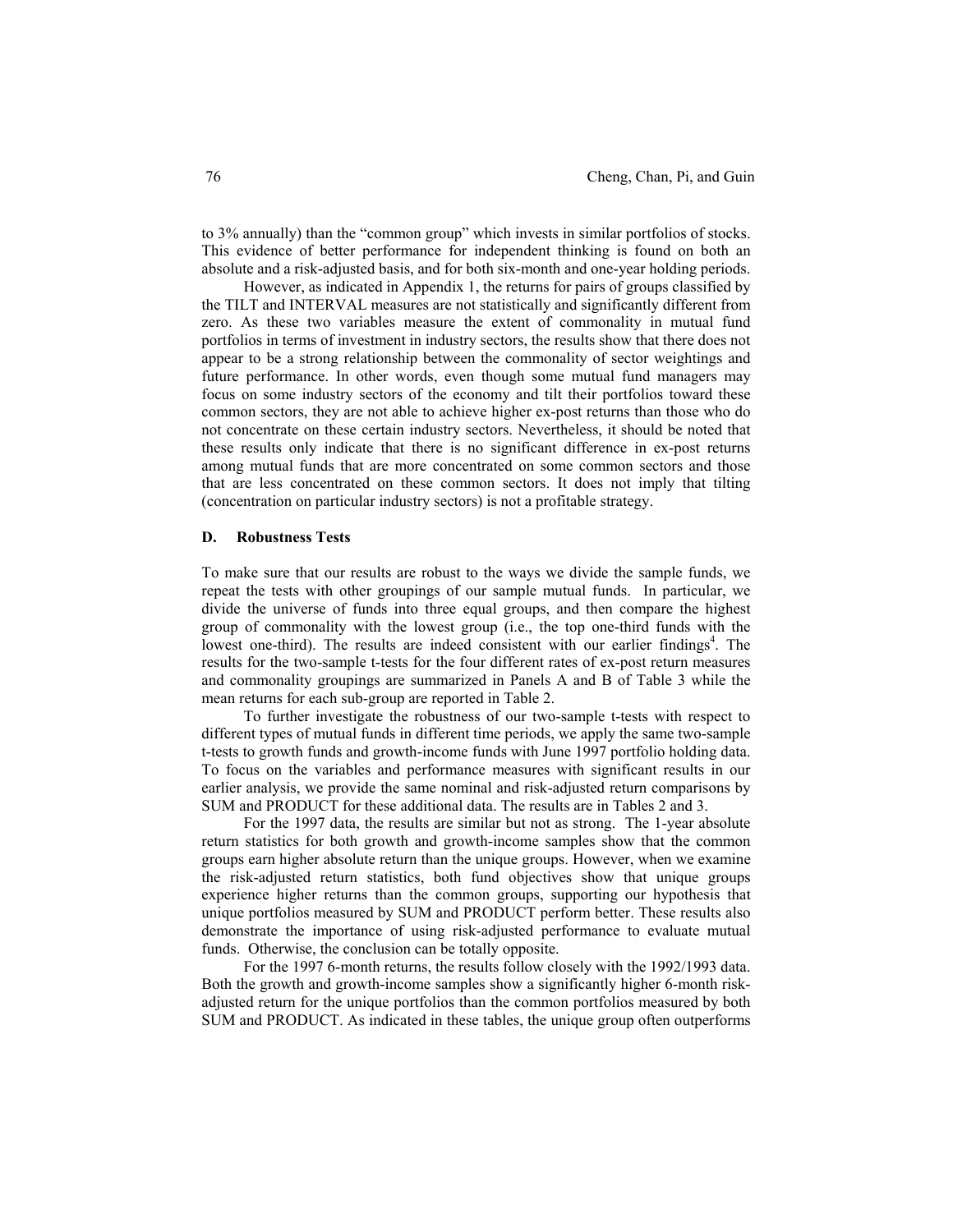to 3% annually) than the "common group" which invests in similar portfolios of stocks. This evidence of better performance for independent thinking is found on both an absolute and a risk-adjusted basis, and for both six-month and one-year holding periods.

However, as indicated in Appendix 1, the returns for pairs of groups classified by the TILT and INTERVAL measures are not statistically and significantly different from zero. As these two variables measure the extent of commonality in mutual fund portfolios in terms of investment in industry sectors, the results show that there does not appear to be a strong relationship between the commonality of sector weightings and future performance. In other words, even though some mutual fund managers may focus on some industry sectors of the economy and tilt their portfolios toward these common sectors, they are not able to achieve higher ex-post returns than those who do not concentrate on these certain industry sectors. Nevertheless, it should be noted that these results only indicate that there is no significant difference in ex-post returns among mutual funds that are more concentrated on some common sectors and those that are less concentrated on these common sectors. It does not imply that tilting (concentration on particular industry sectors) is not a profitable strategy.

### D. Robustness Tests

To make sure that our results are robust to the ways we divide the sample funds, we repeat the tests with other groupings of our sample mutual funds. In particular, we divide the universe of funds into three equal groups, and then compare the highest group of commonality with the lowest group (i.e., the top one-third funds with the lowest one-third). The results are indeed consistent with our earlier findings[4]. The results for the two-sample t-tests for the four different rates of ex-post return measures and commonality groupings are summarized in Panels A and B of Table 3 while the mean returns for each sub-group are reported in Table 2.

To further investigate the robustness of our two-sample t-tests with respect to different types of mutual funds in different time periods, we apply the same two-sample t-tests to growth funds and growth-income funds with June 1997 portfolio holding data. To focus on the variables and performance measures with significant results in our earlier analysis, we provide the same nominal and risk-adjusted return comparisons by SUM and PRODUCT for these additional data. The results are in Tables 2 and 3.

For the 1997 data, the results are similar but not as strong. The 1-year absolute return statistics for both growth and growth-income samples show that the common groups earn higher absolute return than the unique groups. However, when we examine the risk-adjusted return statistics, both fund objectives show that unique groups experience higher returns than the common groups, supporting our hypothesis that unique portfolios measured by SUM and PRODUCT perform better. These results also demonstrate the importance of using risk-adjusted performance to evaluate mutual funds. Otherwise, the conclusion can be totally opposite.

For the 1997 6-month returns, the results follow closely with the 1992/1993 data. Both the growth and growth-income samples show a significantly higher 6-month risk-adjusted return for the unique portfolios than the common portfolios measured by both SUM and PRODUCT. As indicated in these tables, the unique group often outperforms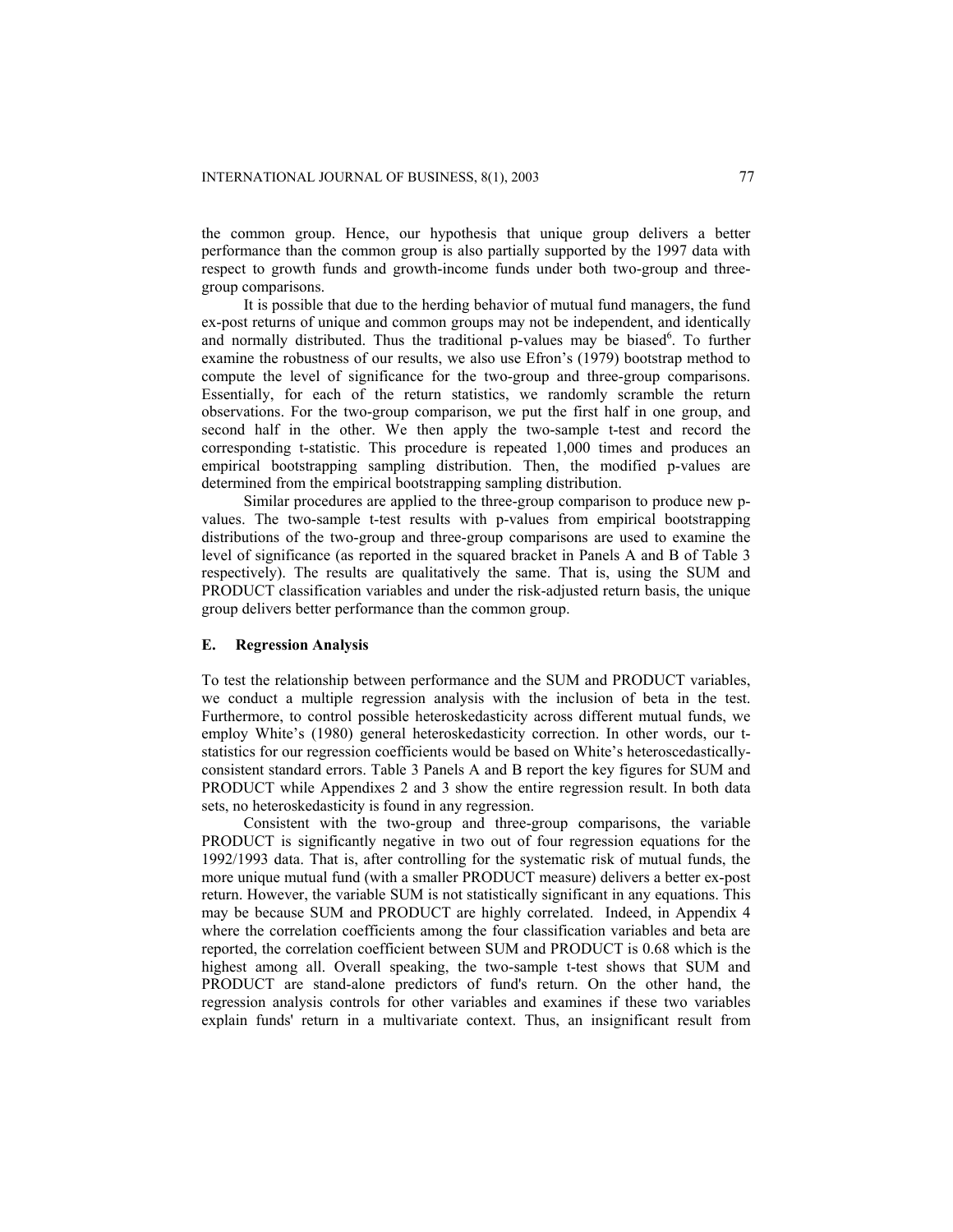the common group. Hence, our hypothesis that unique group delivers a better performance than the common group is also partially supported by the 1997 data with respect to growth funds and growth-income funds under both two-group and three-group comparisons.

It is possible that due to the herding behavior of mutual fund managers, the fund ex-post returns of unique and common groups may not be independent, and identically and normally distributed. Thus the traditional p-values may be biased[6]. To further examine the robustness of our results, we also use Efron's (1979) bootstrap method to compute the level of significance for the two-group and three-group comparisons. Essentially, for each of the return statistics, we randomly scramble the return observations. For the two-group comparison, we put the first half in one group, and second half in the other. We then apply the two-sample t-test and record the corresponding t-statistic. This procedure is repeated 1,000 times and produces an empirical bootstrapping sampling distribution. Then, the modified p-values are determined from the empirical bootstrapping sampling distribution.

Similar procedures are applied to the three-group comparison to produce new p-values. The two-sample t-test results with p-values from empirical bootstrapping distributions of the two-group and three-group comparisons are used to examine the level of significance (as reported in the squared bracket in Panels A and B of Table 3 respectively). The results are qualitatively the same. That is, using the SUM and PRODUCT classification variables and under the risk-adjusted return basis, the unique group delivers better performance than the common group.

### E. Regression Analysis

To test the relationship between performance and the SUM and PRODUCT variables, we conduct a multiple regression analysis with the inclusion of beta in the test. Furthermore, to control possible heteroskedasticity across different mutual funds, we employ White's (1980) general heteroskedasticity correction. In other words, our t-statistics for our regression coefficients would be based on White's heteroscedastically-consistent standard errors. Table 3 Panels A and B report the key figures for SUM and PRODUCT while Appendixes 2 and 3 show the entire regression result. In both data sets, no heteroskedasticity is found in any regression.

Consistent with the two-group and three-group comparisons, the variable PRODUCT is significantly negative in two out of four regression equations for the 1992/1993 data. That is, after controlling for the systematic risk of mutual funds, the more unique mutual fund (with a smaller PRODUCT measure) delivers a better ex-post return. However, the variable SUM is not statistically significant in any equations. This may be because SUM and PRODUCT are highly correlated. Indeed, in Appendix 4 where the correlation coefficients among the four classification variables and beta are reported, the correlation coefficient between SUM and PRODUCT is 0.68 which is the highest among all. Overall speaking, the two-sample t-test shows that SUM and PRODUCT are stand-alone predictors of fund's return. On the other hand, the regression analysis controls for other variables and examines if these two variables explain funds' return in a multivariate context. Thus, an insignificant result from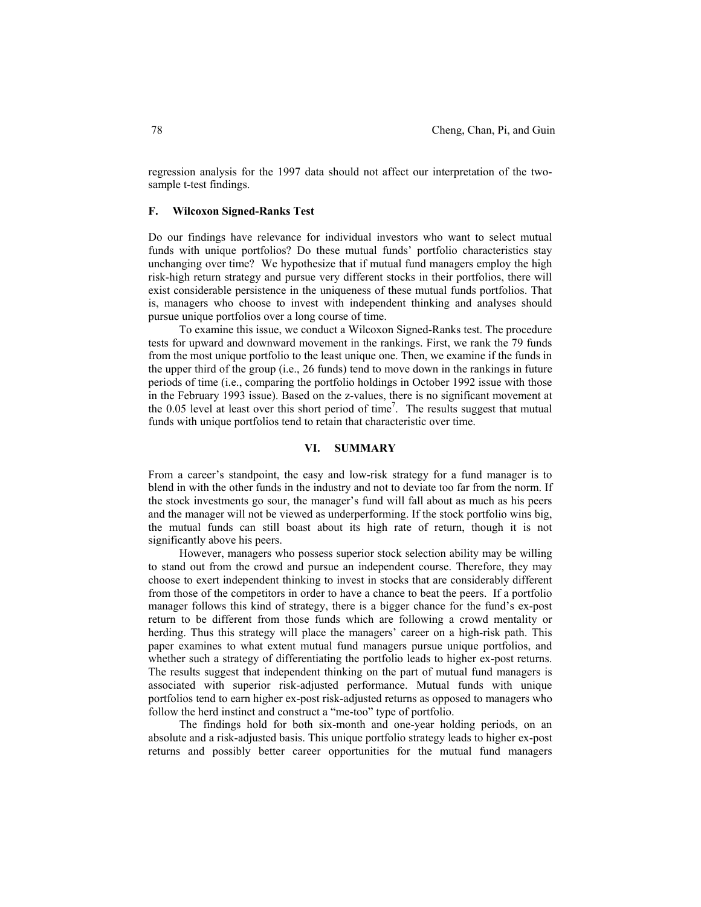regression analysis for the 1997 data should not affect our interpretation of the two-sample t-test findings.

### F. Wilcoxon Signed-Ranks Test

Do our findings have relevance for individual investors who want to select mutual funds with unique portfolios? Do these mutual funds' portfolio characteristics stay unchanging over time? We hypothesize that if mutual fund managers employ the high risk-high return strategy and pursue very different stocks in their portfolios, there will exist considerable persistence in the uniqueness of these mutual funds portfolios. That is, managers who choose to invest with independent thinking and analyses should pursue unique portfolios over a long course of time.

To examine this issue, we conduct a Wilcoxon Signed-Ranks test. The procedure tests for upward and downward movement in the rankings. First, we rank the 79 funds from the most unique portfolio to the least unique one. Then, we examine if the funds in the upper third of the group (i.e., 26 funds) tend to move down in the rankings in future periods of time (i.e., comparing the portfolio holdings in October 1992 issue with those in the February 1993 issue). Based on the z-values, there is no significant movement at the 0.05 level at least over this short period of time[7]. The results suggest that mutual funds with unique portfolios tend to retain that characteristic over time.

## VI. SUMMARY

From a career's standpoint, the easy and low-risk strategy for a fund manager is to blend in with the other funds in the industry and not to deviate too far from the norm. If the stock investments go sour, the manager's fund will fall about as much as his peers and the manager will not be viewed as underperforming. If the stock portfolio wins big, the mutual funds can still boast about its high rate of return, though it is not significantly above his peers.

However, managers who possess superior stock selection ability may be willing to stand out from the crowd and pursue an independent course. Therefore, they may choose to exert independent thinking to invest in stocks that are considerably different from those of the competitors in order to have a chance to beat the peers. If a portfolio manager follows this kind of strategy, there is a bigger chance for the fund's ex-post return to be different from those funds which are following a crowd mentality or herding. Thus this strategy will place the managers' career on a high-risk path. This paper examines to what extent mutual fund managers pursue unique portfolios, and whether such a strategy of differentiating the portfolio leads to higher ex-post returns. The results suggest that independent thinking on the part of mutual fund managers is associated with superior risk-adjusted performance. Mutual funds with unique portfolios tend to earn higher ex-post risk-adjusted returns as opposed to managers who follow the herd instinct and construct a "me-too" type of portfolio.

The findings hold for both six-month and one-year holding periods, on an absolute and a risk-adjusted basis. This unique portfolio strategy leads to higher ex-post returns and possibly better career opportunities for the mutual fund managers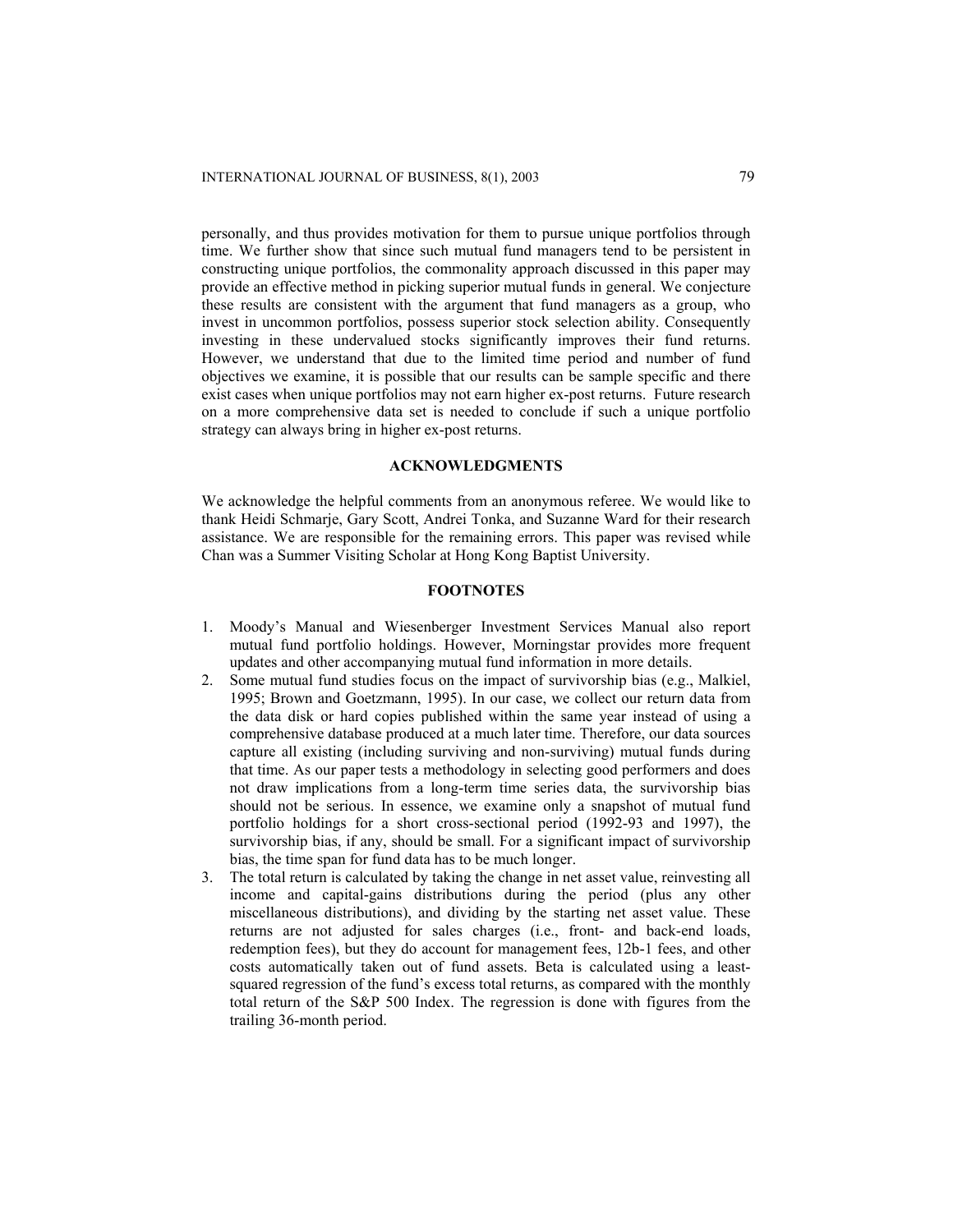personally, and thus provides motivation for them to pursue unique portfolios through time. We further show that since such mutual fund managers tend to be persistent in constructing unique portfolios, the commonality approach discussed in this paper may provide an effective method in picking superior mutual funds in general. We conjecture these results are consistent with the argument that fund managers as a group, who invest in uncommon portfolios, possess superior stock selection ability. Consequently investing in these undervalued stocks significantly improves their fund returns. However, we understand that due to the limited time period and number of fund objectives we examine, it is possible that our results can be sample specific and there exist cases when unique portfolios may not earn higher ex-post returns. Future research on a more comprehensive data set is needed to conclude if such a unique portfolio strategy can always bring in higher ex-post returns.

## ACKNOWLEDGMENTS

We acknowledge the helpful comments from an anonymous referee. We would like to thank Heidi Schmarje, Gary Scott, Andrei Tonka, and Suzanne Ward for their research assistance. We are responsible for the remaining errors. This paper was revised while Chan was a Summer Visiting Scholar at Hong Kong Baptist University.

## FOOTNOTES

1. Moody's Manual and Wiesenberger Investment Services Manual also report mutual fund portfolio holdings. However, Morningstar provides more frequent updates and other accompanying mutual fund information in more details.
2. Some mutual fund studies focus on the impact of survivorship bias (e.g., Malkiel, 1995; Brown and Goetzmann, 1995). In our case, we collect our return data from the data disk or hard copies published within the same year instead of using a comprehensive database produced at a much later time. Therefore, our data sources capture all existing (including surviving and non-surviving) mutual funds during that time. As our paper tests a methodology in selecting good performers and does not draw implications from a long-term time series data, the survivorship bias should not be serious. In essence, we examine only a snapshot of mutual fund portfolio holdings for a short cross-sectional period (1992-93 and 1997), the survivorship bias, if any, should be small. For a significant impact of survivorship bias, the time span for fund data has to be much longer.
3. The total return is calculated by taking the change in net asset value, reinvesting all income and capital-gains distributions during the period (plus any other miscellaneous distributions), and dividing by the starting net asset value. These returns are not adjusted for sales charges (i.e., front- and back-end loads, redemption fees), but they do account for management fees, 12b-1 fees, and other costs automatically taken out of fund assets. Beta is calculated using a least-squared regression of the fund's excess total returns, as compared with the monthly total return of the S&P 500 Index. The regression is done with figures from the trailing 36-month period.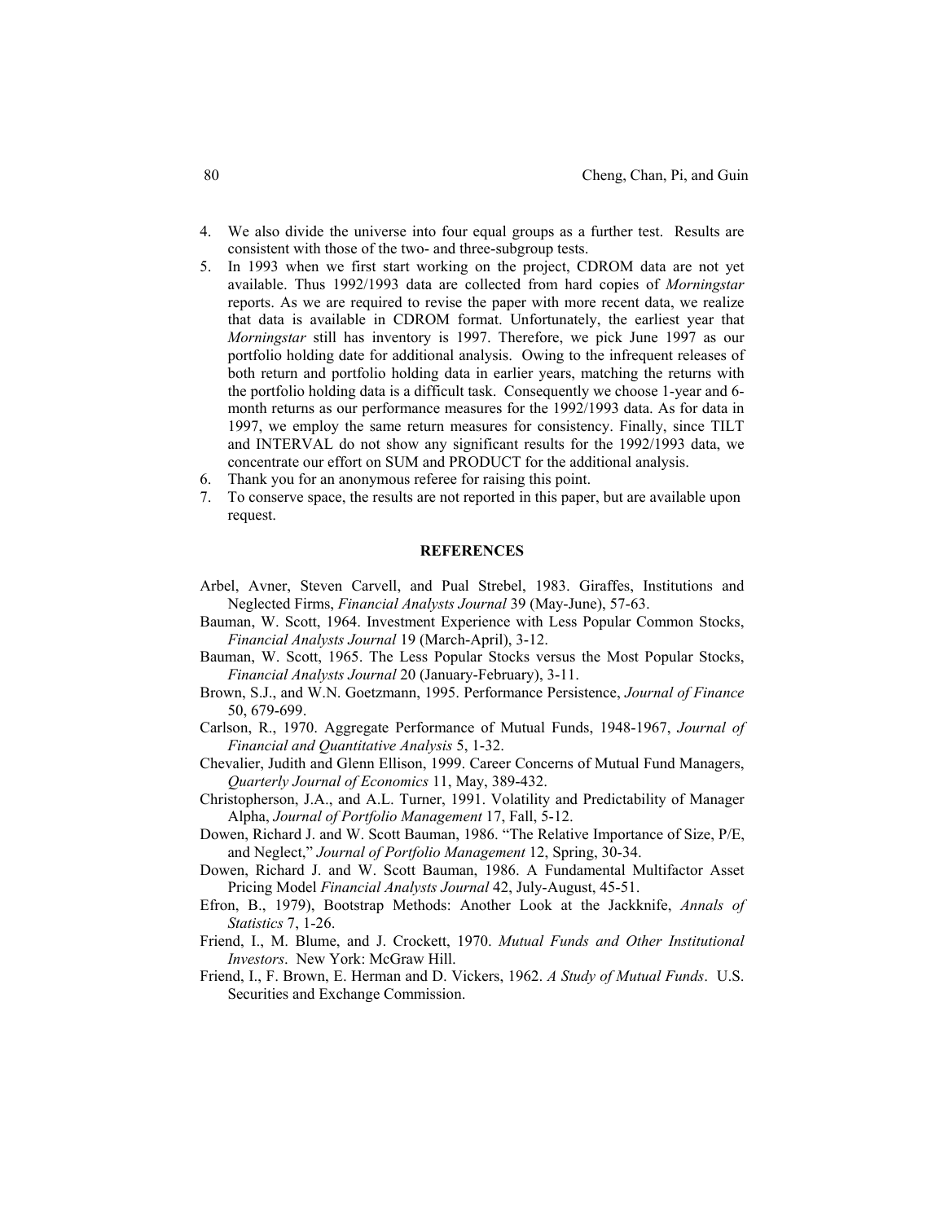4. We also divide the universe into four equal groups as a further test. Results are consistent with those of the two- and three-subgroup tests.
5. In 1993 when we first start working on the project, CDROM data are not yet available. Thus 1992/1993 data are collected from hard copies of *Morningstar* reports. As we are required to revise the paper with more recent data, we realize that data is available in CDROM format. Unfortunately, the earliest year that *Morningstar* still has inventory is 1997. Therefore, we pick June 1997 as our portfolio holding date for additional analysis. Owing to the infrequent releases of both return and portfolio holding data in earlier years, matching the returns with the portfolio holding data is a difficult task. Consequently we choose 1-year and 6-month returns as our performance measures for the 1992/1993 data. As for data in 1997, we employ the same return measures for consistency. Finally, since TILT and INTERVAL do not show any significant results for the 1992/1993 data, we concentrate our effort on SUM and PRODUCT for the additional analysis.
6. Thank you for an anonymous referee for raising this point.
7. To conserve space, the results are not reported in this paper, but are available upon request.

## REFERENCES

Arbel, Avner, Steven Carvell, and Pual Strebel, 1983. Giraffes, Institutions and Neglected Firms, *Financial Analysts Journal* 39 (May-June), 57-63.

Bauman, W. Scott, 1964. Investment Experience with Less Popular Common Stocks, *Financial Analysts Journal* 19 (March-April), 3-12.

Bauman, W. Scott, 1965. The Less Popular Stocks versus the Most Popular Stocks, *Financial Analysts Journal* 20 (January-February), 3-11.

Brown, S.J., and W.N. Goetzmann, 1995. Performance Persistence, *Journal of Finance* 50, 679-699.

Carlson, R., 1970. Aggregate Performance of Mutual Funds, 1948-1967, *Journal of Financial and Quantitative Analysis* 5, 1-32.

Chevalier, Judith and Glenn Ellison, 1999. Career Concerns of Mutual Fund Managers, *Quarterly Journal of Economics* 11, May, 389-432.

Christopherson, J.A., and A.L. Turner, 1991. Volatility and Predictability of Manager Alpha, *Journal of Portfolio Management* 17, Fall, 5-12.

Dowen, Richard J. and W. Scott Bauman, 1986. "The Relative Importance of Size, P/E, and Neglect," *Journal of Portfolio Management* 12, Spring, 30-34.

Dowen, Richard J. and W. Scott Bauman, 1986. A Fundamental Multifactor Asset Pricing Model *Financial Analysts Journal* 42, July-August, 45-51.

Efron, B., 1979), Bootstrap Methods: Another Look at the Jackknife, *Annals of Statistics* 7, 1-26.

Friend, I., M. Blume, and J. Crockett, 1970. *Mutual Funds and Other Institutional Investors*. New York: McGraw Hill.

Friend, I., F. Brown, E. Herman and D. Vickers, 1962. *A Study of Mutual Funds*. U.S. Securities and Exchange Commission.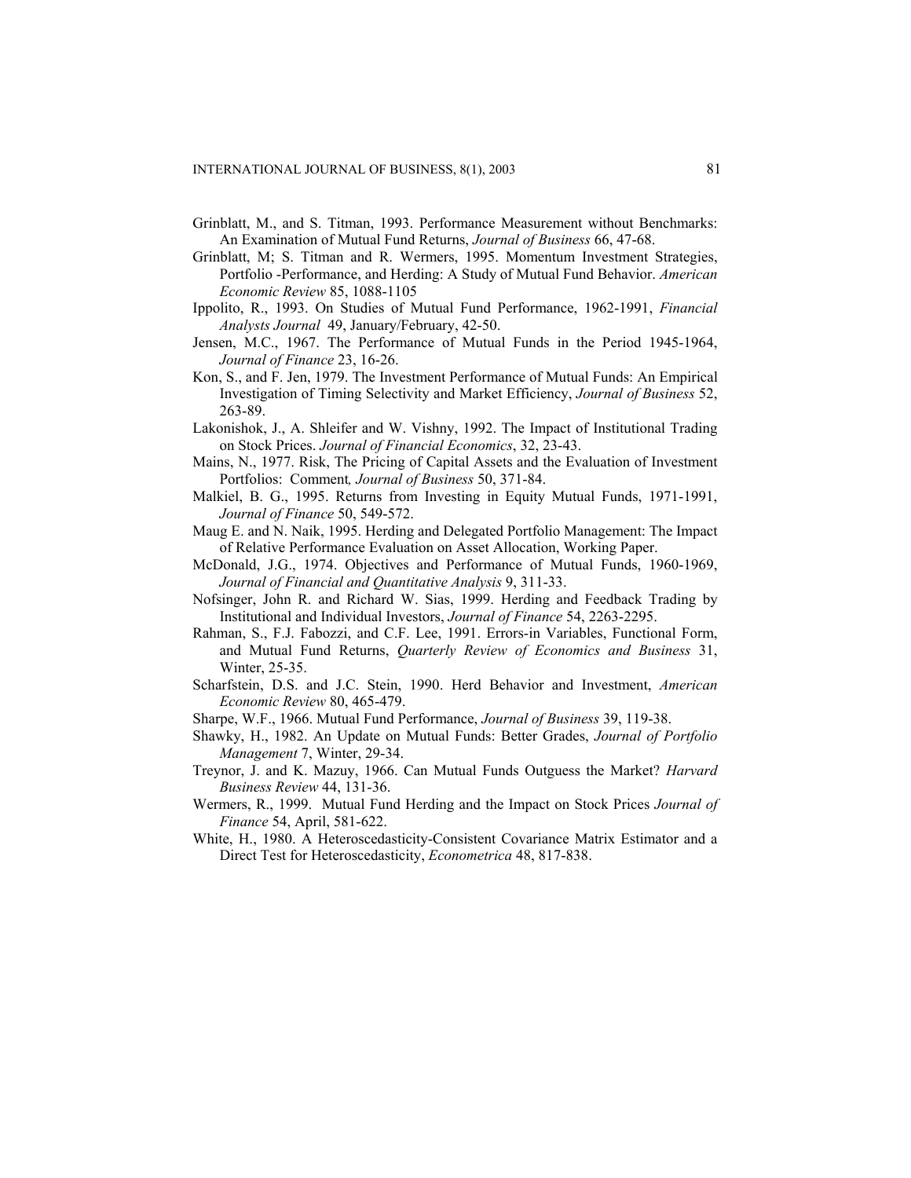Grinblatt, M., and S. Titman, 1993. Performance Measurement without Benchmarks: An Examination of Mutual Fund Returns, *Journal of Business* 66, 47-68.

Grinblatt, M; S. Titman and R. Wermers, 1995. Momentum Investment Strategies, Portfolio -Performance, and Herding: A Study of Mutual Fund Behavior. *American Economic Review* 85, 1088-1105

Ippolito, R., 1993. On Studies of Mutual Fund Performance, 1962-1991, *Financial Analysts Journal* 49, January/February, 42-50.

Jensen, M.C., 1967. The Performance of Mutual Funds in the Period 1945-1964, *Journal of Finance* 23, 16-26.

Kon, S., and F. Jen, 1979. The Investment Performance of Mutual Funds: An Empirical Investigation of Timing Selectivity and Market Efficiency, *Journal of Business* 52, 263-89.

Lakonishok, J., A. Shleifer and W. Vishny, 1992. The Impact of Institutional Trading on Stock Prices. *Journal of Financial Economics*, 32, 23-43.

Mains, N., 1977. Risk, The Pricing of Capital Assets and the Evaluation of Investment Portfolios: Comment*, Journal of Business* 50, 371-84.

Malkiel, B. G., 1995. Returns from Investing in Equity Mutual Funds, 1971-1991, *Journal of Finance* 50, 549-572.

Maug E. and N. Naik, 1995. Herding and Delegated Portfolio Management: The Impact of Relative Performance Evaluation on Asset Allocation, Working Paper.

McDonald, J.G., 1974. Objectives and Performance of Mutual Funds, 1960-1969, *Journal of Financial and Quantitative Analysis* 9, 311-33.

Nofsinger, John R. and Richard W. Sias, 1999. Herding and Feedback Trading by Institutional and Individual Investors, *Journal of Finance* 54, 2263-2295.

Rahman, S., F.J. Fabozzi, and C.F. Lee, 1991. Errors-in Variables, Functional Form, and Mutual Fund Returns, *Quarterly Review of Economics and Business* 31, Winter, 25-35.

Scharfstein, D.S. and J.C. Stein, 1990. Herd Behavior and Investment, *American Economic Review* 80, 465-479.

Sharpe, W.F., 1966. Mutual Fund Performance, *Journal of Business* 39, 119-38.

Shawky, H., 1982. An Update on Mutual Funds: Better Grades, *Journal of Portfolio Management* 7, Winter, 29-34.

Treynor, J. and K. Mazuy, 1966. Can Mutual Funds Outguess the Market? *Harvard Business Review* 44, 131-36.

Wermers, R., 1999. Mutual Fund Herding and the Impact on Stock Prices *Journal of Finance* 54, April, 581-622.

White, H., 1980. A Heteroscedasticity-Consistent Covariance Matrix Estimator and a Direct Test for Heteroscedasticity, *Econometrica* 48, 817-838.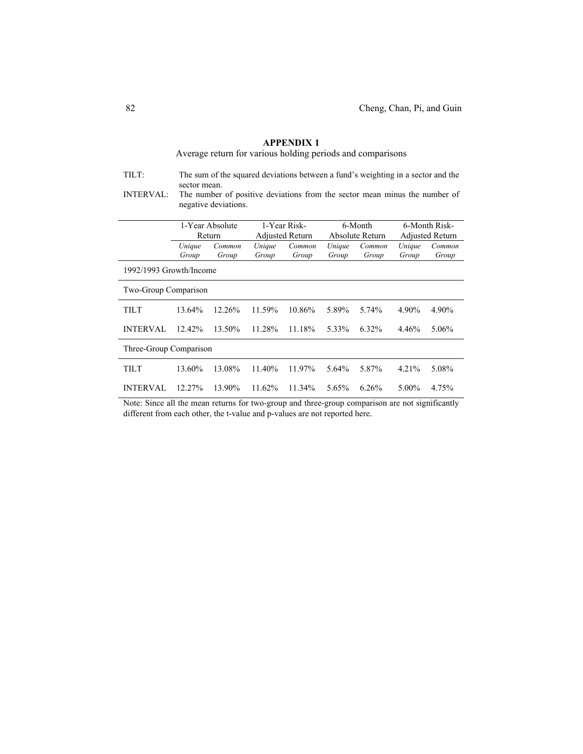**APPENDIX 1**

Average return for various holding periods and comparisons

TILT: The sum of the squared deviations between a fund's weighting in a sector and the sector mean.

INTERVAL: The number of positive deviations from the sector mean minus the number of negative deviations.

| | 1-Year Absolute Return | | 1-Year Risk-Adjusted Return | | 6-Month Absolute Return | | 6-Month Risk-Adjusted Return | |
|---|---|---|---|---|---|---|---|---|
| | *Unique Group* | *Common Group* | *Unique Group* | *Common Group* | *Unique Group* | *Common Group* | *Unique Group* | *Common Group* |
| 1992/1993 Growth/Income | | | | | | | | |
| Two-Group Comparison | | | | | | | | |
| TILT | 13.64% | 12.26% | 11.59% | 10.86% | 5.89% | 5.74% | 4.90% | 4.90% |
| INTERVAL | 12.42% | 13.50% | 11.28% | 11.18% | 5.33% | 6.32% | 4.46% | 5.06% |
| Three-Group Comparison | | | | | | | | |
| TILT | 13.60% | 13.08% | 11.40% | 11.97% | 5.64% | 5.87% | 4.21% | 5.08% |
| INTERVAL | 12.27% | 13.90% | 11.62% | 11.34% | 5.65% | 6.26% | 5.00% | 4.75% |

Note: Since all the mean returns for two-group and three-group comparison are not significantly different from each other, the t-value and p-values are not reported here.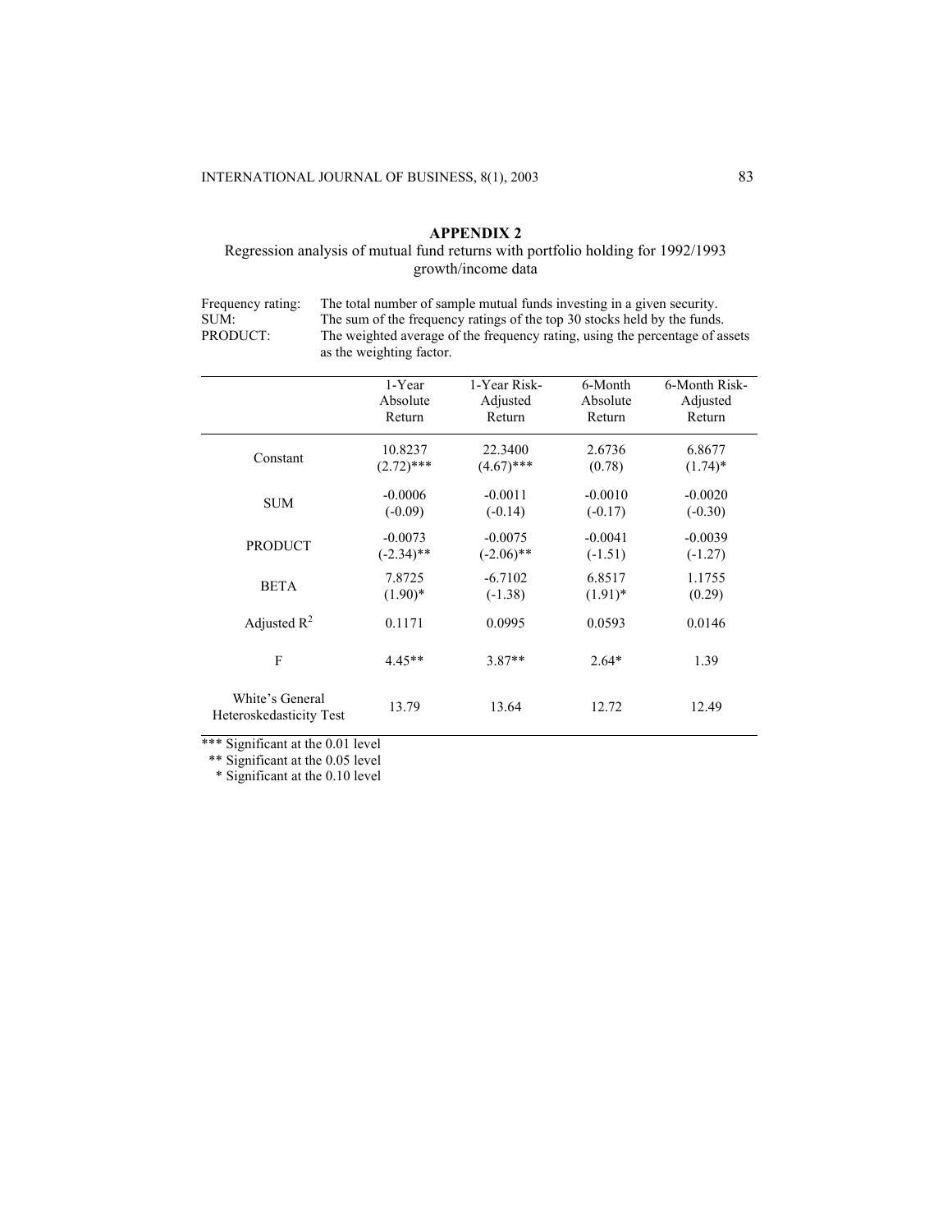## APPENDIX 2

Regression analysis of mutual fund returns with portfolio holding for 1992/1993 growth/income data

Frequency rating: The total number of sample mutual funds investing in a given security.
SUM: The sum of the frequency ratings of the top 30 stocks held by the funds.
PRODUCT: The weighted average of the frequency rating, using the percentage of assets as the weighting factor.

| | 1-Year Absolute Return | 1-Year Risk-Adjusted Return | 6-Month Absolute Return | 6-Month Risk-Adjusted Return |
|---|---|---|---|---|
| Constant | 10.8237 (2.72)*** | 22.3400 (4.67)*** | 2.6736 (0.78) | 6.8677 (1.74)* |
| SUM | -0.0006 (-0.09) | -0.0011 (-0.14) | -0.0010 (-0.17) | -0.0020 (-0.30) |
| PRODUCT | -0.0073 (-2.34)** | -0.0075 (-2.06)** | -0.0041 (-1.51) | -0.0039 (-1.27) |
| BETA | 7.8725 (1.90)* | -6.7102 (-1.38) | 6.8517 (1.91)* | 1.1755 (0.29) |
| Adjusted $R^2$ | 0.1171 | 0.0995 | 0.0593 | 0.0146 |
| F | 4.45** | 3.87** | 2.64* | 1.39 |
| White's General Heteroskedasticity Test | 13.79 | 13.64 | 12.72 | 12.49 |

*** Significant at the 0.01 level
** Significant at the 0.05 level
* Significant at the 0.10 level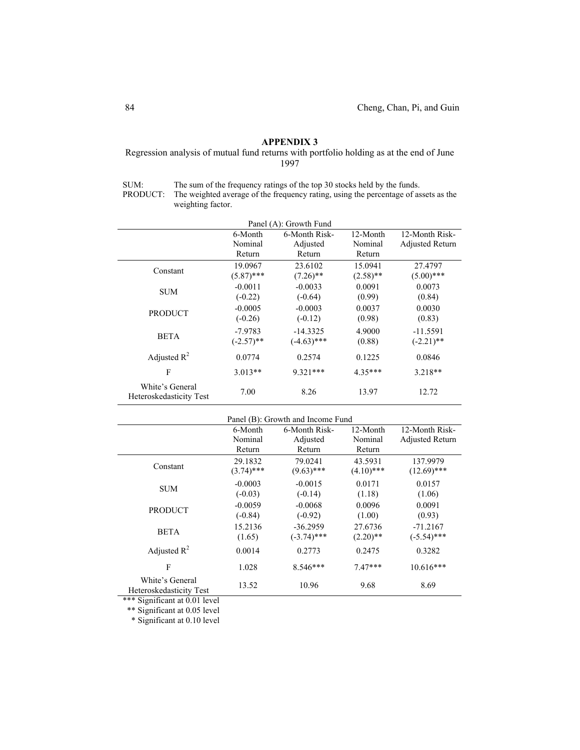## APPENDIX 3

Regression analysis of mutual fund returns with portfolio holding as at the end of June 1997

SUM: The sum of the frequency ratings of the top 30 stocks held by the funds.
PRODUCT: The weighted average of the frequency rating, using the percentage of assets as the weighting factor.

Panel (A): Growth Fund

| | 6-Month Nominal Return | 6-Month Risk-Adjusted Return | 12-Month Nominal Return | 12-Month Risk-Adjusted Return |
|---|---|---|---|---|
| Constant | 19.0967<br>(5.87)*** | 23.6102<br>(7.26)** | 15.0941<br>(2.58)** | 27.4797<br>(5.00)*** |
| SUM | -0.0011<br>(-0.22) | -0.0033<br>(-0.64) | 0.0091<br>(0.99) | 0.0073<br>(0.84) |
| PRODUCT | -0.0005<br>(-0.26) | -0.0003<br>(-0.12) | 0.0037<br>(0.98) | 0.0030<br>(0.83) |
| BETA | -7.9783<br>(-2.57)** | -14.3325<br>(-4.63)*** | 4.9000<br>(0.88) | -11.5591<br>(-2.21)** |
| Adjusted $R^2$ | 0.0774 | 0.2574 | 0.1225 | 0.0846 |
| F | 3.013** | 9.321*** | 4.35*** | 3.218** |
| White's General Heteroskedasticity Test | 7.00 | 8.26 | 13.97 | 12.72 |

Panel (B): Growth and Income Fund

| | 6-Month Nominal Return | 6-Month Risk-Adjusted Return | 12-Month Nominal Return | 12-Month Risk-Adjusted Return |
|---|---|---|---|---|
| Constant | 29.1832<br>(3.74)*** | 79.0241<br>(9.63)*** | 43.5931<br>(4.10)*** | 137.9979<br>(12.69)*** |
| SUM | -0.0003<br>(-0.03) | -0.0015<br>(-0.14) | 0.0171<br>(1.18) | 0.0157<br>(1.06) |
| PRODUCT | -0.0059<br>(-0.84) | -0.0068<br>(-0.92) | 0.0096<br>(1.00) | 0.0091<br>(0.93) |
| BETA | 15.2136<br>(1.65) | -36.2959<br>(-3.74)*** | 27.6736<br>(2.20)** | -71.2167<br>(-5.54)*** |
| Adjusted $R^2$ | 0.0014 | 0.2773 | 0.2475 | 0.3282 |
| F | 1.028 | 8.546*** | 7.47*** | 10.616*** |
| White's General Heteroskedasticity Test | 13.52 | 10.96 | 9.68 | 8.69 |

*** Significant at 0.01 level
** Significant at 0.05 level
* Significant at 0.10 level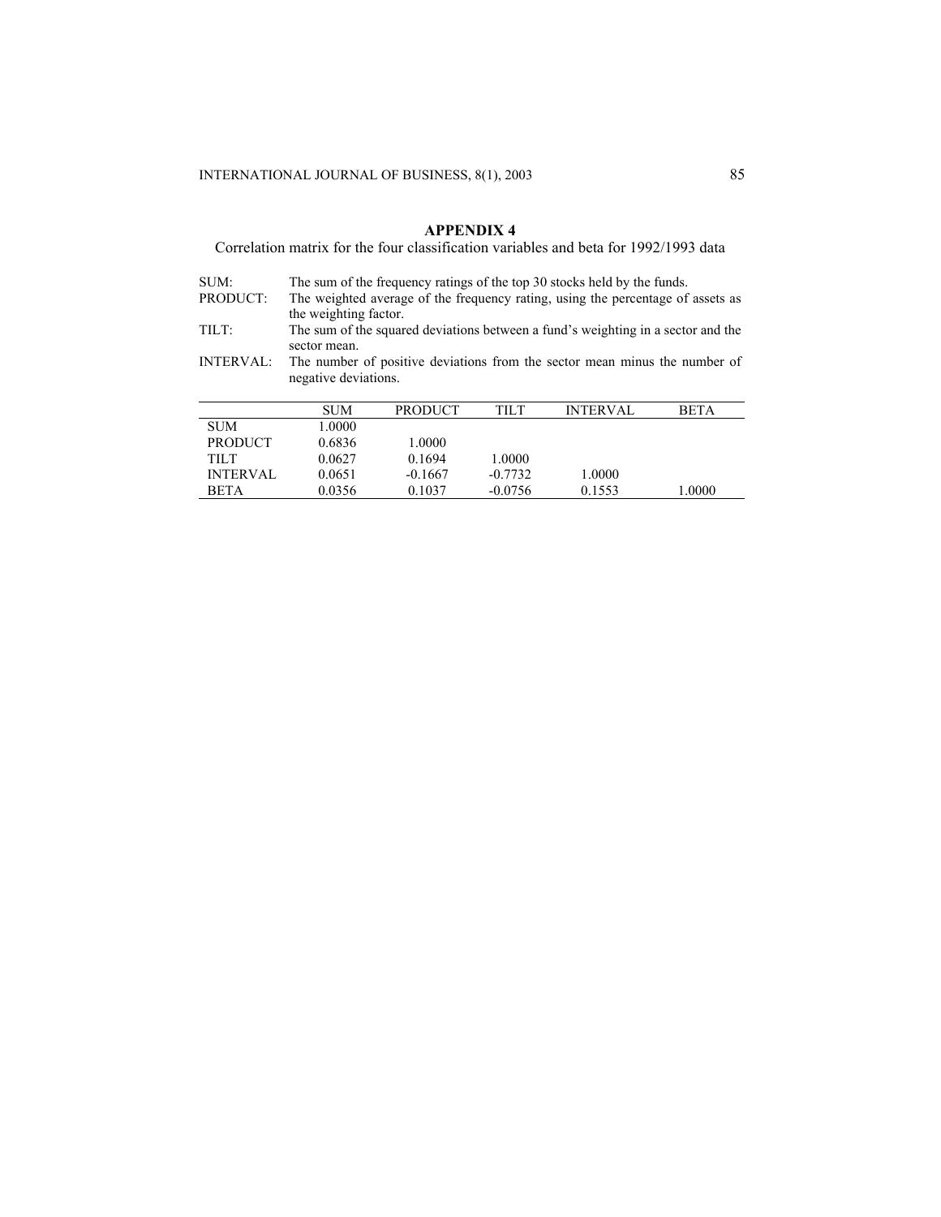## APPENDIX 4

Correlation matrix for the four classification variables and beta for 1992/1993 data

SUM: The sum of the frequency ratings of the top 30 stocks held by the funds.

PRODUCT: The weighted average of the frequency rating, using the percentage of assets as the weighting factor.

TILT: The sum of the squared deviations between a fund's weighting in a sector and the sector mean.

INTERVAL: The number of positive deviations from the sector mean minus the number of negative deviations.

| | SUM | PRODUCT | TILT | INTERVAL | BETA |
|---|---|---|---|---|---|
| SUM | 1.0000 | | | | |
| PRODUCT | 0.6836 | 1.0000 | | | |
| TILT | 0.0627 | 0.1694 | 1.0000 | | |
| INTERVAL | 0.0651 | -0.1667 | -0.7732 | 1.0000 | |
| BETA | 0.0356 | 0.1037 | -0.0756 | 0.1553 | 1.0000 |